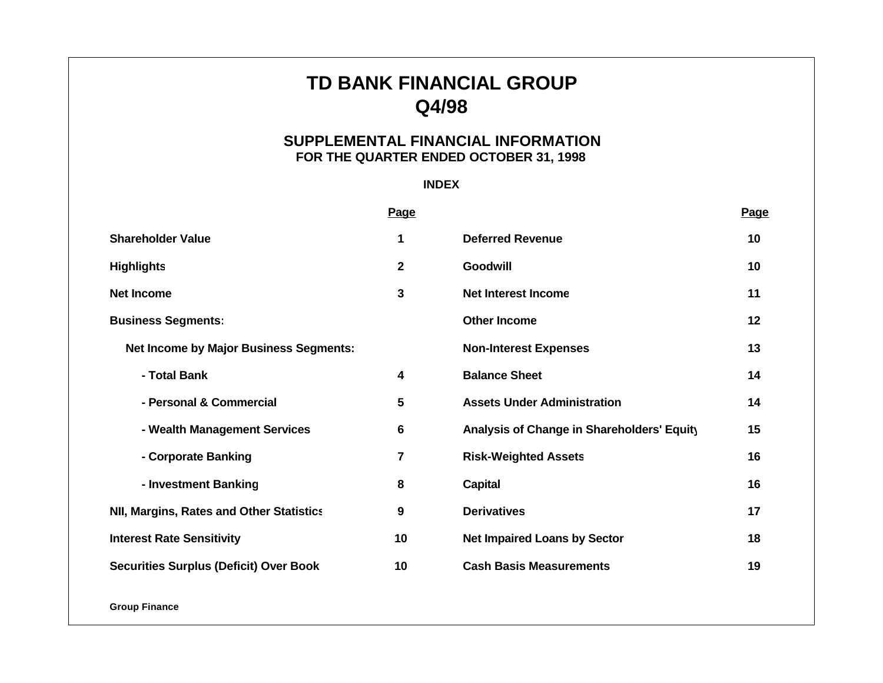# TD BANK FINANCIAL GROUP
# Q4/98

## SUPPLEMENTAL FINANCIAL INFORMATION
### FOR THE QUARTER ENDED OCTOBER 31, 1998

**INDEX**

| | Page | | Page |
|---|---|---|---|
| **Shareholder Value** | 1 | **Deferred Revenue** | 10 |
| **Highlights** | 2 | **Goodwill** | 10 |
| **Net Income** | 3 | **Net Interest Income** | 11 |
| **Business Segments:** | | **Other Income** | 12 |
| **Net Income by Major Business Segments:** | | **Non-Interest Expenses** | 13 |
| **- Total Bank** | 4 | **Balance Sheet** | 14 |
| **- Personal & Commercial** | 5 | **Assets Under Administration** | 14 |
| **- Wealth Management Services** | 6 | **Analysis of Change in Shareholders' Equity** | 15 |
| **- Corporate Banking** | 7 | **Risk-Weighted Assets** | 16 |
| **- Investment Banking** | 8 | **Capital** | 16 |
| **NII, Margins, Rates and Other Statistics** | 9 | **Derivatives** | 17 |
| **Interest Rate Sensitivity** | 10 | **Net Impaired Loans by Sector** | 18 |
| **Securities Surplus (Deficit) Over Book** | 10 | **Cash Basis Measurements** | 19 |

**Group Finance**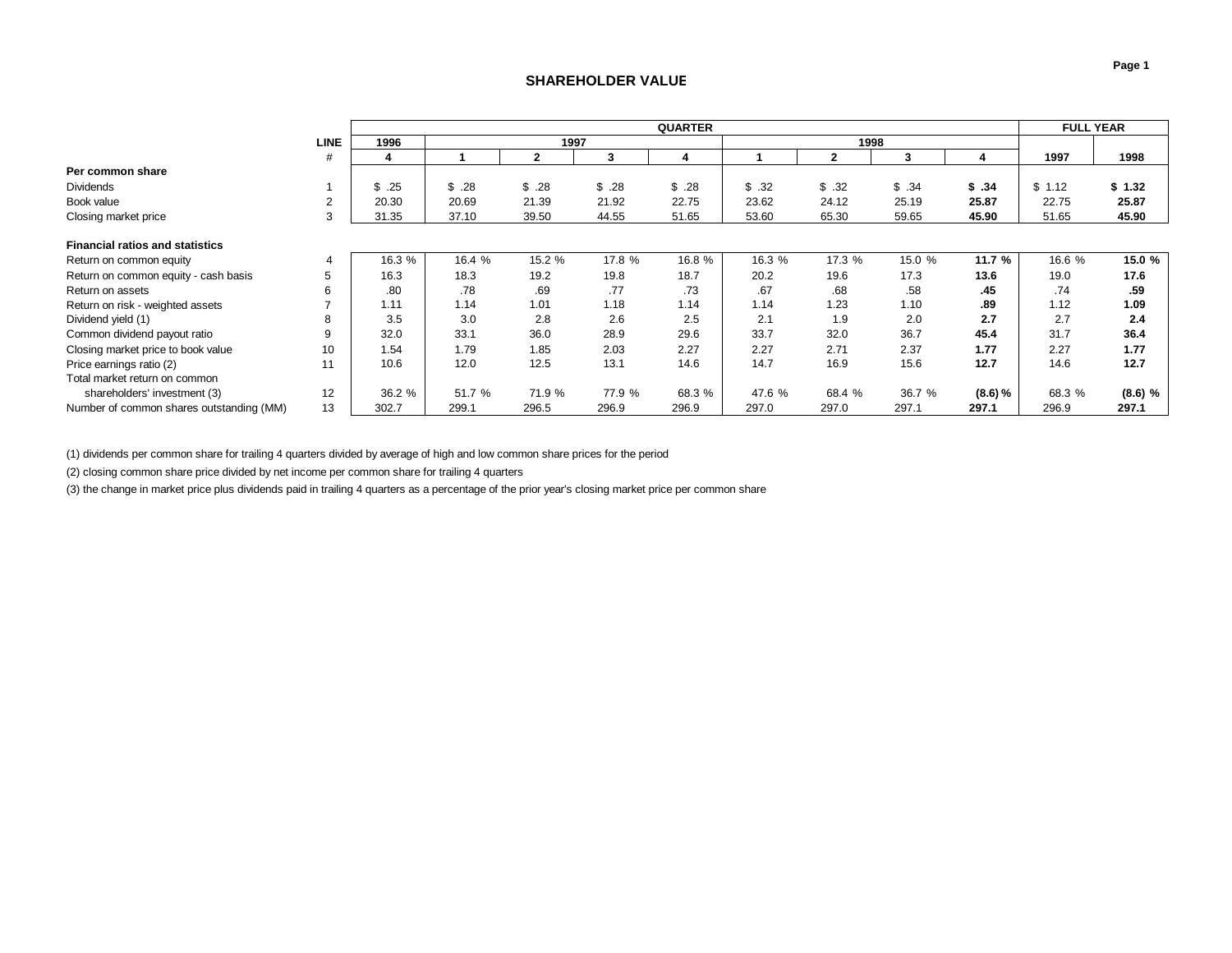# SHAREHOLDER VALUE

| | LINE | QUARTER | | | | | | | | | FULL YEAR | |
|---|---|---|---|---|---|---|---|---|---|---|---|---|
| | | 1996 | 1997 | | | | 1998 | | | | | |
| | # | 4 | 1 | 2 | 3 | 4 | 1 | 2 | 3 | 4 | 1997 | 1998 |
| **Per common share** | | | | | | | | | | | | |
| Dividends | 1 | $ .25 | $ .28 | $ .28 | $ .28 | $ .28 | $ .32 | $ .32 | $ .34 | **$ .34** | $ 1.12 | **$ 1.32** |
| Book value | 2 | 20.30 | 20.69 | 21.39 | 21.92 | 22.75 | 23.62 | 24.12 | 25.19 | **25.87** | 22.75 | **25.87** |
| Closing market price | 3 | 31.35 | 37.10 | 39.50 | 44.55 | 51.65 | 53.60 | 65.30 | 59.65 | **45.90** | 51.65 | **45.90** |
| **Financial ratios and statistics** | | | | | | | | | | | | |
| Return on common equity | 4 | 16.3 % | 16.4 % | 15.2 % | 17.8 % | 16.8 % | 16.3 % | 17.3 % | 15.0 % | **11.7 %** | 16.6 % | **15.0 %** |
| Return on common equity - cash basis | 5 | 16.3 | 18.3 | 19.2 | 19.8 | 18.7 | 20.2 | 19.6 | 17.3 | **13.6** | 19.0 | **17.6** |
| Return on assets | 6 | .80 | .78 | .69 | .77 | .73 | .67 | .68 | .58 | **.45** | .74 | **.59** |
| Return on risk - weighted assets | 7 | 1.11 | 1.14 | 1.01 | 1.18 | 1.14 | 1.14 | 1.23 | 1.10 | **.89** | 1.12 | **1.09** |
| Dividend yield (1) | 8 | 3.5 | 3.0 | 2.8 | 2.6 | 2.5 | 2.1 | 1.9 | 2.0 | **2.7** | 2.7 | **2.4** |
| Common dividend payout ratio | 9 | 32.0 | 33.1 | 36.0 | 28.9 | 29.6 | 33.7 | 32.0 | 36.7 | **45.4** | 31.7 | **36.4** |
| Closing market price to book value | 10 | 1.54 | 1.79 | 1.85 | 2.03 | 2.27 | 2.27 | 2.71 | 2.37 | **1.77** | 2.27 | **1.77** |
| Price earnings ratio (2) | 11 | 10.6 | 12.0 | 12.5 | 13.1 | 14.6 | 14.7 | 16.9 | 15.6 | **12.7** | 14.6 | **12.7** |
| Total market return on common shareholders' investment (3) | 12 | 36.2 % | 51.7 % | 71.9 % | 77.9 % | 68.3 % | 47.6 % | 68.4 % | 36.7 % | **(8.6) %** | 68.3 % | **(8.6) %** |
| Number of common shares outstanding (MM) | 13 | 302.7 | 299.1 | 296.5 | 296.9 | 296.9 | 297.0 | 297.0 | 297.1 | **297.1** | 296.9 | **297.1** |

(1) dividends per common share for trailing 4 quarters divided by average of high and low common share prices for the period

(2) closing common share price divided by net income per common share for trailing 4 quarters

(3) the change in market price plus dividends paid in trailing 4 quarters as a percentage of the prior year's closing market price per common share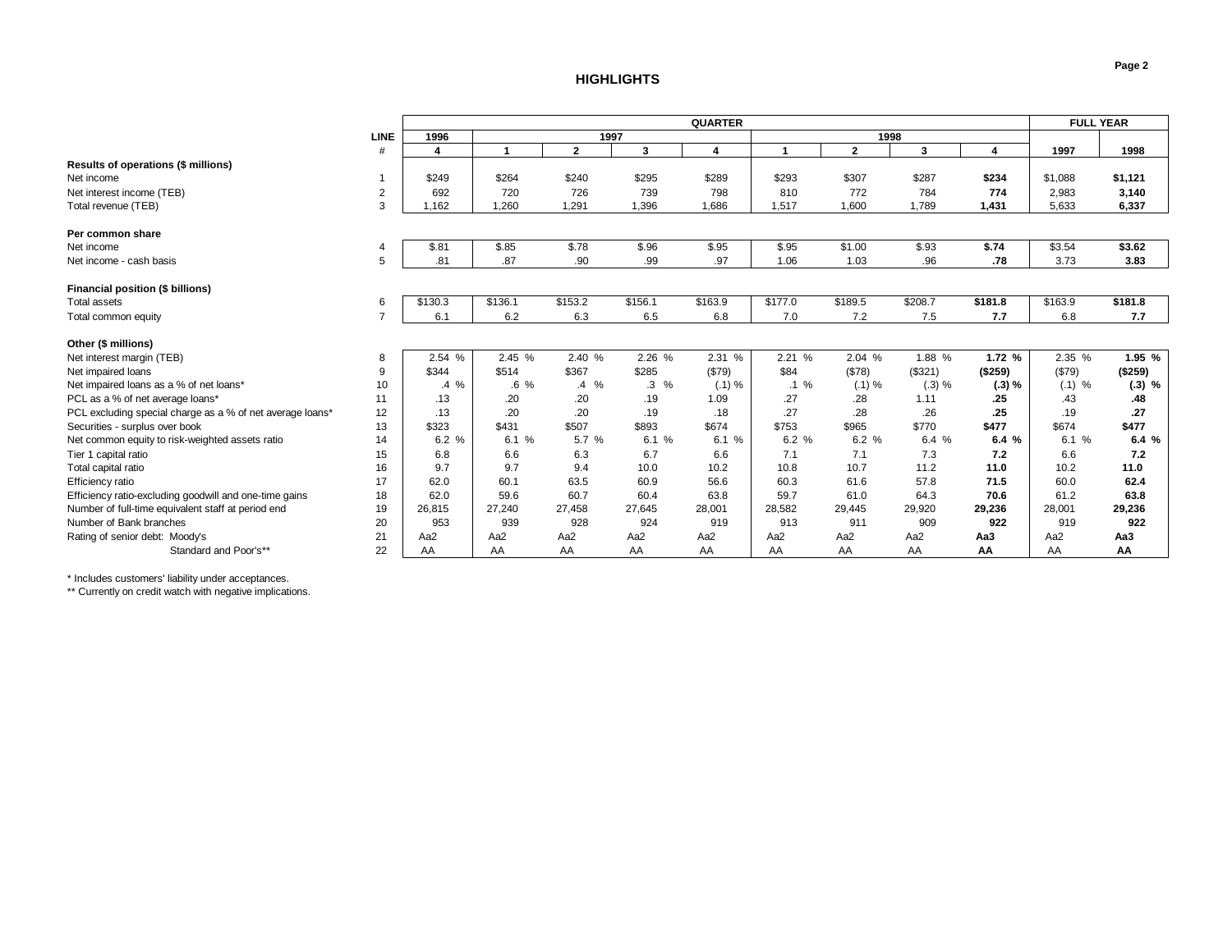# HIGHLIGHTS

| | LINE | 1996 | 1997 | | | | 1998 | | | | FULL YEAR | |
|---|---|---|---|---|---|---|---|---|---|---|---|---|
| | # | 4 | 1 | 2 | 3 | 4 | 1 | 2 | 3 | 4 | 1997 | 1998 |
| **Results of operations ($ millions)** | | | | | | | | | | | | |
| Net income | 1 | $249 | $264 | $240 | $295 | $289 | $293 | $307 | $287 | **$234** | $1,088 | **$1,121** |
| Net interest income (TEB) | 2 | 692 | 720 | 726 | 739 | 798 | 810 | 772 | 784 | **774** | 2,983 | **3,140** |
| Total revenue (TEB) | 3 | 1,162 | 1,260 | 1,291 | 1,396 | 1,686 | 1,517 | 1,600 | 1,789 | **1,431** | 5,633 | **6,337** |
| **Per common share** | | | | | | | | | | | | |
| Net income | 4 | $.81 | $.85 | $.78 | $.96 | $.95 | $.95 | $1.00 | $.93 | **$.74** | $3.54 | **$3.62** |
| Net income - cash basis | 5 | .81 | .87 | .90 | .99 | .97 | 1.06 | 1.03 | .96 | **.78** | 3.73 | **3.83** |
| **Financial position ($ billions)** | | | | | | | | | | | | |
| Total assets | 6 | $130.3 | $136.1 | $153.2 | $156.1 | $163.9 | $177.0 | $189.5 | $208.7 | **$181.8** | $163.9 | **$181.8** |
| Total common equity | 7 | 6.1 | 6.2 | 6.3 | 6.5 | 6.8 | 7.0 | 7.2 | 7.5 | **7.7** | 6.8 | **7.7** |
| **Other ($ millions)** | | | | | | | | | | | | |
| Net interest margin (TEB) | 8 | 2.54 % | 2.45 % | 2.40 % | 2.26 % | 2.31 % | 2.21 % | 2.04 % | 1.88 % | **1.72 %** | 2.35 % | **1.95 %** |
| Net impaired loans | 9 | $344 | $514 | $367 | $285 | ($79) | $84 | ($78) | ($321) | **($259)** | ($79) | **($259)** |
| Net impaired loans as a % of net loans* | 10 | .4 % | .6 % | .4 % | .3 % | (.1) % | .1 % | (.1) % | (.3) % | **(.3) %** | (.1) % | **(.3) %** |
| PCL as a % of net average loans* | 11 | .13 | .20 | .20 | .19 | 1.09 | .27 | .28 | 1.11 | **.25** | .43 | **.48** |
| PCL excluding special charge as a % of net average loans* | 12 | .13 | .20 | .20 | .19 | .18 | .27 | .28 | .26 | **.25** | .19 | **.27** |
| Securities - surplus over book | 13 | $323 | $431 | $507 | $893 | $674 | $753 | $965 | $770 | **$477** | $674 | **$477** |
| Net common equity to risk-weighted assets ratio | 14 | 6.2 % | 6.1 % | 5.7 % | 6.1 % | 6.1 % | 6.2 % | 6.2 % | 6.4 % | **6.4 %** | 6.1 % | **6.4 %** |
| Tier 1 capital ratio | 15 | 6.8 | 6.6 | 6.3 | 6.7 | 6.6 | 7.1 | 7.1 | 7.3 | **7.2** | 6.6 | **7.2** |
| Total capital ratio | 16 | 9.7 | 9.7 | 9.4 | 10.0 | 10.2 | 10.8 | 10.7 | 11.2 | **11.0** | 10.2 | **11.0** |
| Efficiency ratio | 17 | 62.0 | 60.1 | 63.5 | 60.9 | 56.6 | 60.3 | 61.6 | 57.8 | **71.5** | 60.0 | **62.4** |
| Efficiency ratio-excluding goodwill and one-time gains | 18 | 62.0 | 59.6 | 60.7 | 60.4 | 63.8 | 59.7 | 61.0 | 64.3 | **70.6** | 61.2 | **63.8** |
| Number of full-time equivalent staff at period end | 19 | 26,815 | 27,240 | 27,458 | 27,645 | 28,001 | 28,582 | 29,445 | 29,920 | **29,236** | 28,001 | **29,236** |
| Number of Bank branches | 20 | 953 | 939 | 928 | 924 | 919 | 913 | 911 | 909 | **922** | 919 | **922** |
| Rating of senior debt: Moody's | 21 | Aa2 | Aa2 | Aa2 | Aa2 | Aa2 | Aa2 | Aa2 | Aa2 | **Aa3** | Aa2 | **Aa3** |
| Standard and Poor's** | 22 | AA | AA | AA | AA | AA | AA | AA | AA | **AA** | AA | **AA** |

\* Includes customers' liability under acceptances.

\*\* Currently on credit watch with negative implications.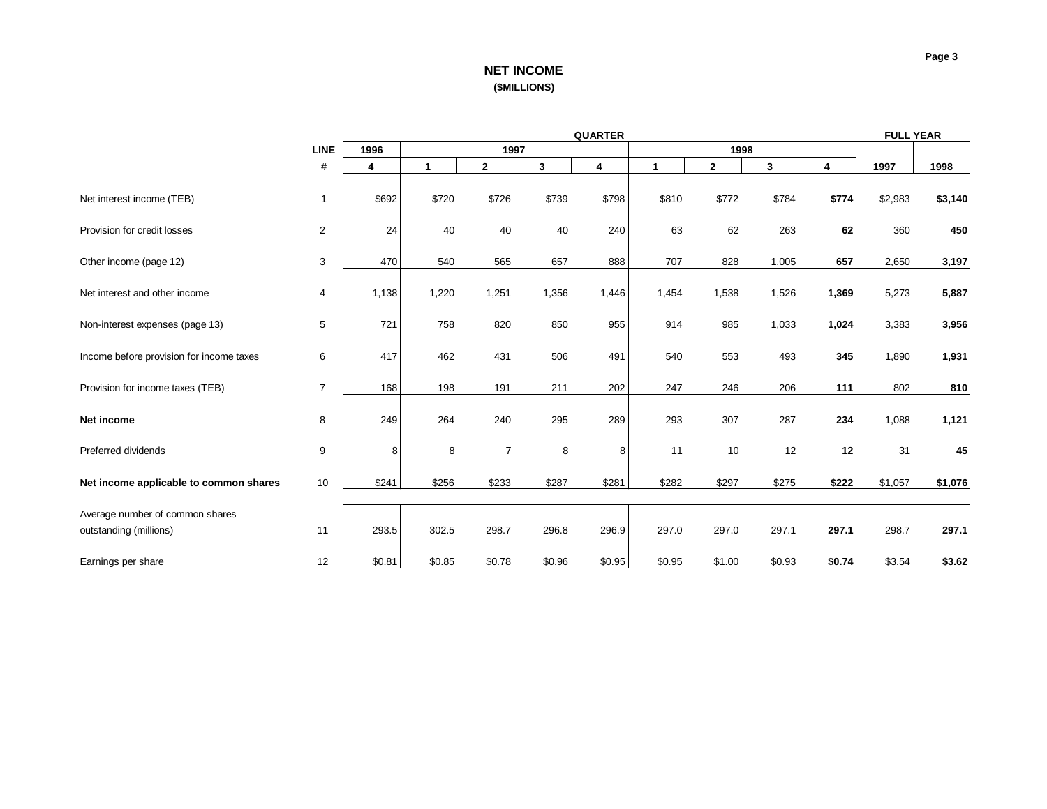## NET INCOME

**($MILLIONS)**

| | LINE | QUARTER | | | | | | | | | FULL YEAR | |
|---|---|---|---|---|---|---|---|---|---|---|---|---|
| | | 1996 | 1997 | | | | 1998 | | | | | |
| | # | 4 | 1 | 2 | 3 | 4 | 1 | 2 | 3 | 4 | 1997 | 1998 |
| Net interest income (TEB) | 1 | $692 | $720 | $726 | $739 | $798 | $810 | $772 | $784 | **$774** | $2,983 | **$3,140** |
| Provision for credit losses | 2 | 24 | 40 | 40 | 40 | 240 | 63 | 62 | 263 | **62** | 360 | **450** |
| Other income (page 12) | 3 | 470 | 540 | 565 | 657 | 888 | 707 | 828 | 1,005 | **657** | 2,650 | **3,197** |
| Net interest and other income | 4 | 1,138 | 1,220 | 1,251 | 1,356 | 1,446 | 1,454 | 1,538 | 1,526 | **1,369** | 5,273 | **5,887** |
| Non-interest expenses (page 13) | 5 | 721 | 758 | 820 | 850 | 955 | 914 | 985 | 1,033 | **1,024** | 3,383 | **3,956** |
| Income before provision for income taxes | 6 | 417 | 462 | 431 | 506 | 491 | 540 | 553 | 493 | **345** | 1,890 | **1,931** |
| Provision for income taxes (TEB) | 7 | 168 | 198 | 191 | 211 | 202 | 247 | 246 | 206 | **111** | 802 | **810** |
| **Net income** | 8 | 249 | 264 | 240 | 295 | 289 | 293 | 307 | 287 | **234** | 1,088 | **1,121** |
| Preferred dividends | 9 | 8 | 8 | 7 | 8 | 8 | 11 | 10 | 12 | **12** | 31 | **45** |
| **Net income applicable to common shares** | 10 | $241 | $256 | $233 | $287 | $281 | $282 | $297 | $275 | **$222** | $1,057 | **$1,076** |
| Average number of common shares outstanding (millions) | 11 | 293.5 | 302.5 | 298.7 | 296.8 | 296.9 | 297.0 | 297.0 | 297.1 | **297.1** | 298.7 | **297.1** |
| Earnings per share | 12 | $0.81 | $0.85 | $0.78 | $0.96 | $0.95 | $0.95 | $1.00 | $0.93 | **$0.74** | $3.54 | **$3.62** |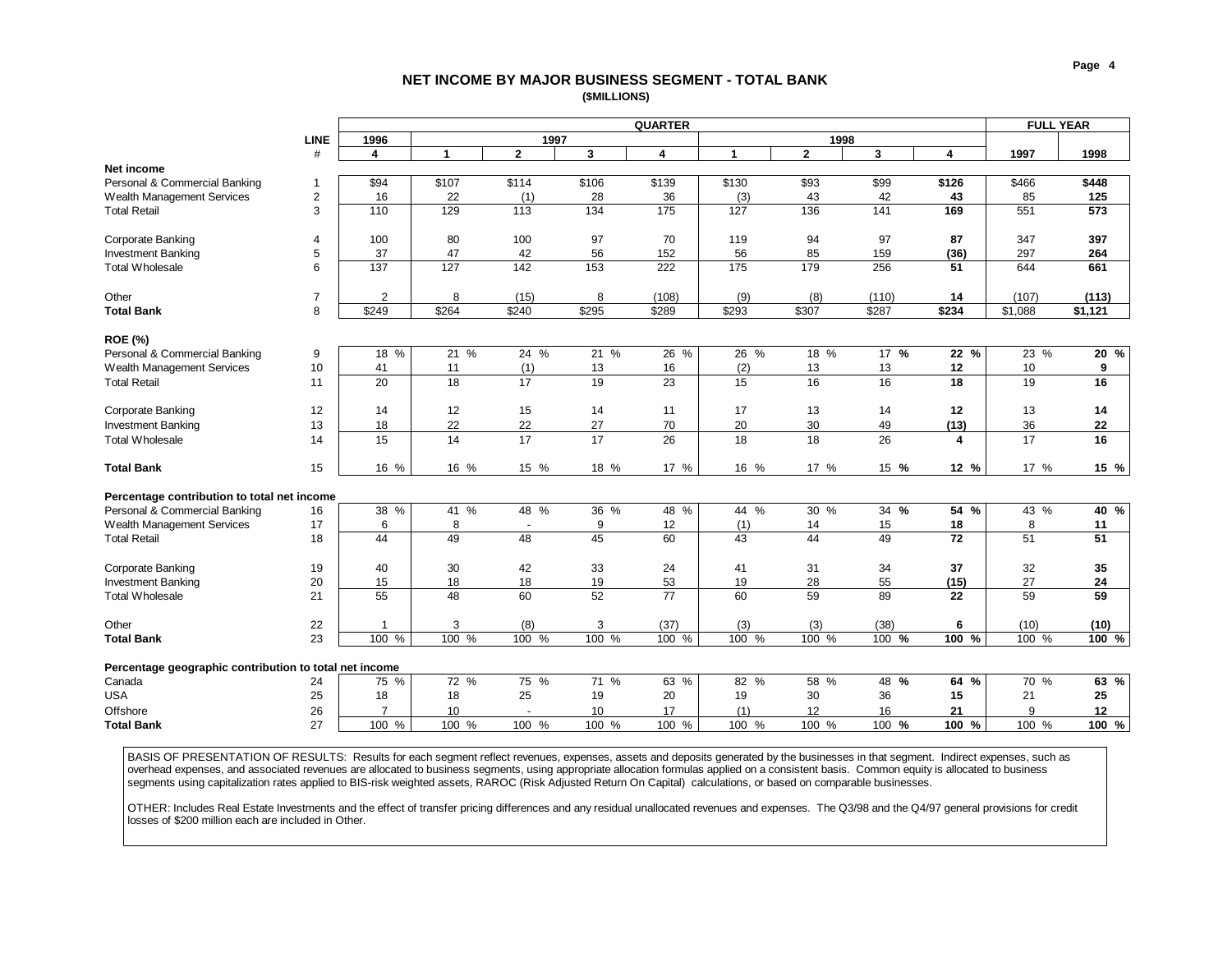# NET INCOME BY MAJOR BUSINESS SEGMENT - TOTAL BANK

**($MILLIONS)**

| | LINE | QUARTER | | | | | | | | | FULL YEAR | |
|---|---|---|---|---|---|---|---|---|---|---|---|---|
| | | 1996 | 1997 | | | | 1998 | | | | | |
| | # | 4 | 1 | 2 | 3 | 4 | 1 | 2 | 3 | 4 | 1997 | 1998 |
| **Net income** | | | | | | | | | | | | |
| Personal & Commercial Banking | 1 | $94 | $107 | $114 | $106 | $139 | $130 | $93 | $99 | **$126** | $466 | **$448** |
| Wealth Management Services | 2 | 16 | 22 | (1) | 28 | 36 | (3) | 43 | 42 | **43** | 85 | **125** |
| Total Retail | 3 | 110 | 129 | 113 | 134 | 175 | 127 | 136 | 141 | **169** | 551 | **573** |
| Corporate Banking | 4 | 100 | 80 | 100 | 97 | 70 | 119 | 94 | 97 | **87** | 347 | **397** |
| Investment Banking | 5 | 37 | 47 | 42 | 56 | 152 | 56 | 85 | 159 | **(36)** | 297 | **264** |
| Total Wholesale | 6 | 137 | 127 | 142 | 153 | 222 | 175 | 179 | 256 | **51** | 644 | **661** |
| Other | 7 | 2 | 8 | (15) | 8 | (108) | (9) | (8) | (110) | **14** | (107) | **(113)** |
| **Total Bank** | 8 | $249 | $264 | $240 | $295 | $289 | $293 | $307 | $287 | **$234** | $1,088 | **$1,121** |
| **ROE (%)** | | | | | | | | | | | | |
| Personal & Commercial Banking | 9 | 18 % | 21 % | 24 % | 21 % | 26 % | 26 % | 18 % | 17 **%** | **22 %** | 23 % | **20 %** |
| Wealth Management Services | 10 | 41 | 11 | (1) | 13 | 16 | (2) | 13 | 13 | **12** | 10 | **9** |
| Total Retail | 11 | 20 | 18 | 17 | 19 | 23 | 15 | 16 | 16 | **18** | 19 | **16** |
| Corporate Banking | 12 | 14 | 12 | 15 | 14 | 11 | 17 | 13 | 14 | **12** | 13 | **14** |
| Investment Banking | 13 | 18 | 22 | 22 | 27 | 70 | 20 | 30 | 49 | **(13)** | 36 | **22** |
| Total Wholesale | 14 | 15 | 14 | 17 | 17 | 26 | 18 | 18 | 26 | **4** | 17 | **16** |
| **Total Bank** | 15 | 16 % | 16 % | 15 % | 18 % | 17 % | 16 % | 17 % | 15 **%** | **12 %** | 17 % | **15 %** |
| **Percentage contribution to total net income** | | | | | | | | | | | | |
| Personal & Commercial Banking | 16 | 38 % | 41 % | 48 % | 36 % | 48 % | 44 % | 30 % | 34 **%** | **54 %** | 43 % | **40 %** |
| Wealth Management Services | 17 | 6 | 8 | - | 9 | 12 | (1) | 14 | 15 | **18** | 8 | **11** |
| Total Retail | 18 | 44 | 49 | 48 | 45 | 60 | 43 | 44 | 49 | **72** | 51 | **51** |
| Corporate Banking | 19 | 40 | 30 | 42 | 33 | 24 | 41 | 31 | 34 | **37** | 32 | **35** |
| Investment Banking | 20 | 15 | 18 | 18 | 19 | 53 | 19 | 28 | 55 | **(15)** | 27 | **24** |
| Total Wholesale | 21 | 55 | 48 | 60 | 52 | 77 | 60 | 59 | 89 | **22** | 59 | **59** |
| Other | 22 | 1 | 3 | (8) | 3 | (37) | (3) | (3) | (38) | **6** | (10) | **(10)** |
| **Total Bank** | 23 | 100 % | 100 % | 100 % | 100 % | 100 % | 100 % | 100 % | 100 **%** | **100 %** | 100 % | **100 %** |
| **Percentage geographic contribution to total net income** | | | | | | | | | | | | |
| Canada | 24 | 75 % | 72 % | 75 % | 71 % | 63 % | 82 % | 58 % | 48 **%** | **64 %** | 70 % | **63 %** |
| USA | 25 | 18 | 18 | 25 | 19 | 20 | 19 | 30 | 36 | **15** | 21 | **25** |
| Offshore | 26 | 7 | 10 | - | 10 | 17 | (1) | 12 | 16 | **21** | 9 | **12** |
| **Total Bank** | 27 | 100 % | 100 % | 100 % | 100 % | 100 % | 100 % | 100 % | 100 **%** | **100 %** | 100 % | **100 %** |

BASIS OF PRESENTATION OF RESULTS: Results for each segment reflect revenues, expenses, assets and deposits generated by the businesses in that segment. Indirect expenses, such as overhead expenses, and associated revenues are allocated to business segments, using appropriate allocation formulas applied on a consistent basis. Common equity is allocated to business segments using capitalization rates applied to BIS-risk weighted assets, RAROC (Risk Adjusted Return On Capital) calculations, or based on comparable businesses.

OTHER: Includes Real Estate Investments and the effect of transfer pricing differences and any residual unallocated revenues and expenses. The Q3/98 and the Q4/97 general provisions for credit losses of $200 million each are included in Other.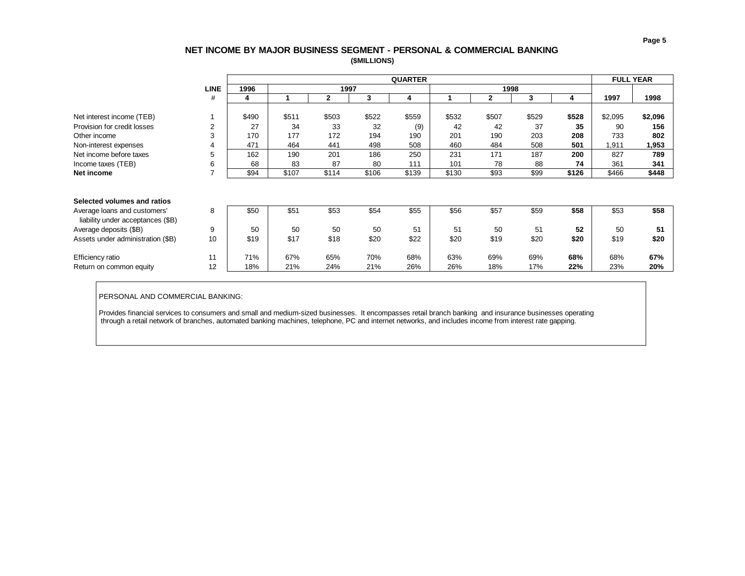## NET INCOME BY MAJOR BUSINESS SEGMENT - PERSONAL & COMMERCIAL BANKING

**($MILLIONS)**

| | LINE | QUARTER | | | | | | | | | FULL YEAR | |
|---|---|---|---|---|---|---|---|---|---|---|---|---|
| | | 1996 | 1997 | | | | 1998 | | | | | |
| | # | 4 | 1 | 2 | 3 | 4 | 1 | 2 | 3 | 4 | 1997 | 1998 |
| Net interest income (TEB) | 1 | $490 | $511 | $503 | $522 | $559 | $532 | $507 | $529 | **$528** | $2,095 | **$2,096** |
| Provision for credit losses | 2 | 27 | 34 | 33 | 32 | (9) | 42 | 42 | 37 | **35** | 90 | **156** |
| Other income | 3 | 170 | 177 | 172 | 194 | 190 | 201 | 190 | 203 | **208** | 733 | **802** |
| Non-interest expenses | 4 | 471 | 464 | 441 | 498 | 508 | 460 | 484 | 508 | **501** | 1,911 | **1,953** |
| Net income before taxes | 5 | 162 | 190 | 201 | 186 | 250 | 231 | 171 | 187 | **200** | 827 | **789** |
| Income taxes (TEB) | 6 | 68 | 83 | 87 | 80 | 111 | 101 | 78 | 88 | **74** | 361 | **341** |
| **Net income** | 7 | $94 | $107 | $114 | $106 | $139 | $130 | $93 | $99 | **$126** | $466 | **$448** |
| | | | | | | | | | | | | |
| **Selected volumes and ratios** | | | | | | | | | | | | |
| Average loans and customers' liability under acceptances ($B) | 8 | $50 | $51 | $53 | $54 | $55 | $56 | $57 | $59 | **$58** | $53 | **$58** |
| Average deposits ($B) | 9 | 50 | 50 | 50 | 50 | 51 | 51 | 50 | 51 | **52** | 50 | **51** |
| Assets under administration ($B) | 10 | $19 | $17 | $18 | $20 | $22 | $20 | $19 | $20 | **$20** | $19 | **$20** |
| Efficiency ratio | 11 | 71% | 67% | 65% | 70% | 68% | 63% | 69% | 69% | **68%** | 68% | **67%** |
| Return on common equity | 12 | 18% | 21% | 24% | 21% | 26% | 26% | 18% | 17% | **22%** | 23% | **20%** |

PERSONAL AND COMMERCIAL BANKING:

Provides financial services to consumers and small and medium-sized businesses. It encompasses retail branch banking and insurance businesses operating through a retail network of branches, automated banking machines, telephone, PC and internet networks, and includes income from interest rate gapping.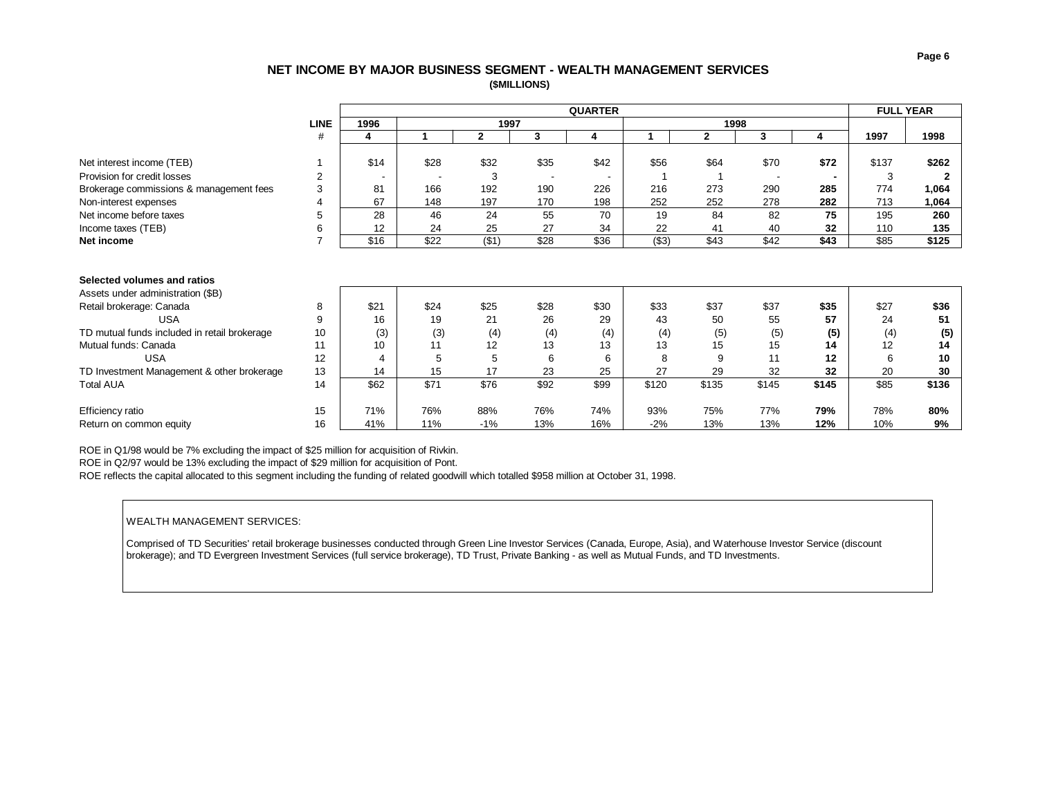## NET INCOME BY MAJOR BUSINESS SEGMENT - WEALTH MANAGEMENT SERVICES

**($MILLIONS)**

| | LINE | QUARTER | | | | | | | | | FULL YEAR | |
|---|---|---|---|---|---|---|---|---|---|---|---|---|
| | | 1996 | 1997 | | | | 1998 | | | | | |
| | # | 4 | 1 | 2 | 3 | 4 | 1 | 2 | 3 | 4 | 1997 | 1998 |
| Net interest income (TEB) | 1 | $14 | $28 | $32 | $35 | $42 | $56 | $64 | $70 | **$72** | $137 | **$262** |
| Provision for credit losses | 2 | - | - | 3 | - | - | 1 | 1 | - | **-** | 3 | **2** |
| Brokerage commissions & management fees | 3 | 81 | 166 | 192 | 190 | 226 | 216 | 273 | 290 | **285** | 774 | **1,064** |
| Non-interest expenses | 4 | 67 | 148 | 197 | 170 | 198 | 252 | 252 | 278 | **282** | 713 | **1,064** |
| Net income before taxes | 5 | 28 | 46 | 24 | 55 | 70 | 19 | 84 | 82 | **75** | 195 | **260** |
| Income taxes (TEB) | 6 | 12 | 24 | 25 | 27 | 34 | 22 | 41 | 40 | **32** | 110 | **135** |
| **Net income** | 7 | $16 | $22 | ($1) | $28 | $36 | ($3) | $43 | $42 | **$43** | $85 | **$125** |

**Selected volumes and ratios**

| | LINE | 1996 Q4 | 1997 Q1 | 1997 Q2 | 1997 Q3 | 1997 Q4 | 1998 Q1 | 1998 Q2 | 1998 Q3 | 1998 Q4 | 1997 | 1998 |
|---|---|---|---|---|---|---|---|---|---|---|---|---|
| Assets under administration ($B) | | | | | | | | | | | | |
| Retail brokerage: Canada | 8 | $21 | $24 | $25 | $28 | $30 | $33 | $37 | $37 | **$35** | $27 | **$36** |
| USA | 9 | 16 | 19 | 21 | 26 | 29 | 43 | 50 | 55 | **57** | 24 | **51** |
| TD mutual funds included in retail brokerage | 10 | (3) | (3) | (4) | (4) | (4) | (4) | (5) | (5) | **(5)** | (4) | **(5)** |
| Mutual funds: Canada | 11 | 10 | 11 | 12 | 13 | 13 | 13 | 15 | 15 | **14** | 12 | **14** |
| USA | 12 | 4 | 5 | 5 | 6 | 6 | 8 | 9 | 11 | **12** | 6 | **10** |
| TD Investment Management & other brokerage | 13 | 14 | 15 | 17 | 23 | 25 | 27 | 29 | 32 | **32** | 20 | **30** |
| Total AUA | 14 | $62 | $71 | $76 | $92 | $99 | $120 | $135 | $145 | **$145** | $85 | **$136** |
| Efficiency ratio | 15 | 71% | 76% | 88% | 76% | 74% | 93% | 75% | 77% | **79%** | 78% | **80%** |
| Return on common equity | 16 | 41% | 11% | -1% | 13% | 16% | -2% | 13% | 13% | **12%** | 10% | **9%** |

ROE in Q1/98 would be 7% excluding the impact of $25 million for acquisition of Rivkin.

ROE in Q2/97 would be 13% excluding the impact of $29 million for acquisition of Pont.

ROE reflects the capital allocated to this segment including the funding of related goodwill which totalled $958 million at October 31, 1998.

WEALTH MANAGEMENT SERVICES:

Comprised of TD Securities' retail brokerage businesses conducted through Green Line Investor Services (Canada, Europe, Asia), and Waterhouse Investor Service (discount brokerage); and TD Evergreen Investment Services (full service brokerage), TD Trust, Private Banking - as well as Mutual Funds, and TD Investments.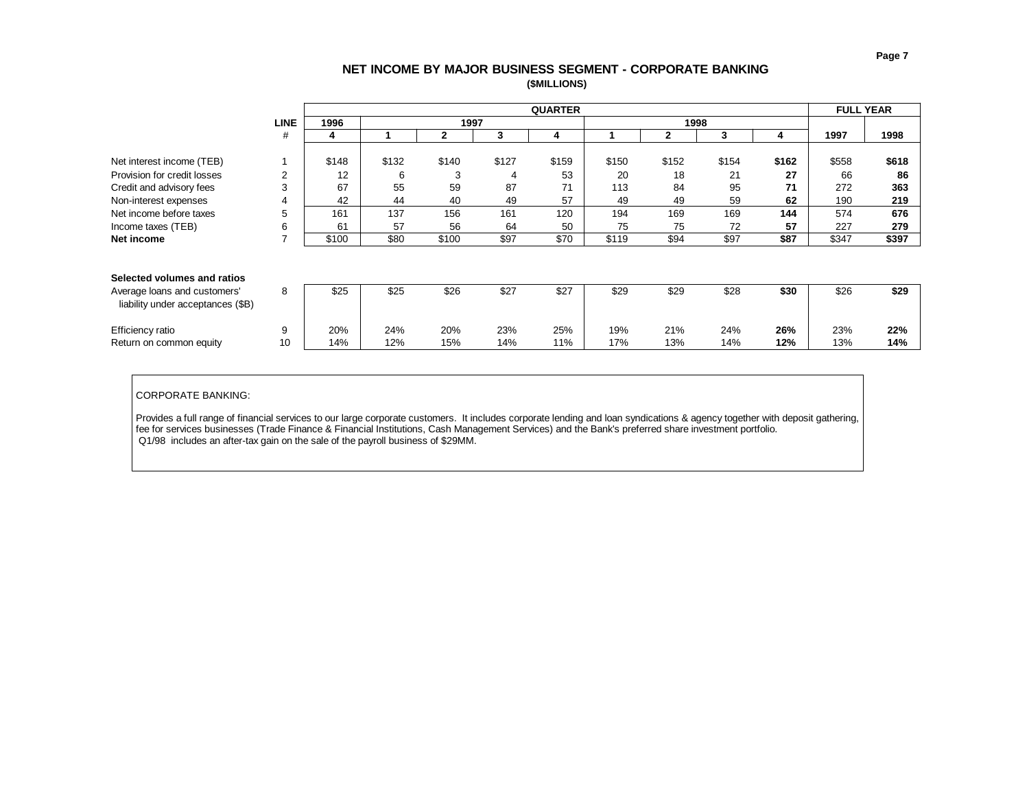# NET INCOME BY MAJOR BUSINESS SEGMENT - CORPORATE BANKING

**($MILLIONS)**

| | LINE | QUARTER | | | | | | | | | FULL YEAR | |
|---|---|---|---|---|---|---|---|---|---|---|---|---|
| | | 1996 | 1997 | | | | 1998 | | | | | |
| | # | 4 | 1 | 2 | 3 | 4 | 1 | 2 | 3 | 4 | 1997 | 1998 |
| Net interest income (TEB) | 1 | $148 | $132 | $140 | $127 | $159 | $150 | $152 | $154 | **$162** | $558 | **$618** |
| Provision for credit losses | 2 | 12 | 6 | 3 | 4 | 53 | 20 | 18 | 21 | **27** | 66 | **86** |
| Credit and advisory fees | 3 | 67 | 55 | 59 | 87 | 71 | 113 | 84 | 95 | **71** | 272 | **363** |
| Non-interest expenses | 4 | 42 | 44 | 40 | 49 | 57 | 49 | 49 | 59 | **62** | 190 | **219** |
| Net income before taxes | 5 | 161 | 137 | 156 | 161 | 120 | 194 | 169 | 169 | **144** | 574 | **676** |
| Income taxes (TEB) | 6 | 61 | 57 | 56 | 64 | 50 | 75 | 75 | 72 | **57** | 227 | **279** |
| **Net income** | 7 | $100 | $80 | $100 | $97 | $70 | $119 | $94 | $97 | **$87** | $347 | **$397** |

**Selected volumes and ratios**

| | LINE | 1996 Q4 | 1997 Q1 | 1997 Q2 | 1997 Q3 | 1997 Q4 | 1998 Q1 | 1998 Q2 | 1998 Q3 | 1998 Q4 | 1997 | 1998 |
|---|---|---|---|---|---|---|---|---|---|---|---|---|
| Average loans and customers' liability under acceptances ($B) | 8 | $25 | $25 | $26 | $27 | $27 | $29 | $29 | $28 | **$30** | $26 | **$29** |
| Efficiency ratio | 9 | 20% | 24% | 20% | 23% | 25% | 19% | 21% | 24% | **26%** | 23% | **22%** |
| Return on common equity | 10 | 14% | 12% | 15% | 14% | 11% | 17% | 13% | 14% | **12%** | 13% | **14%** |

CORPORATE BANKING:

Provides a full range of financial services to our large corporate customers. It includes corporate lending and loan syndications & agency together with deposit gathering, fee for services businesses (Trade Finance & Financial Institutions, Cash Management Services) and the Bank's preferred share investment portfolio.
Q1/98 includes an after-tax gain on the sale of the payroll business of $29MM.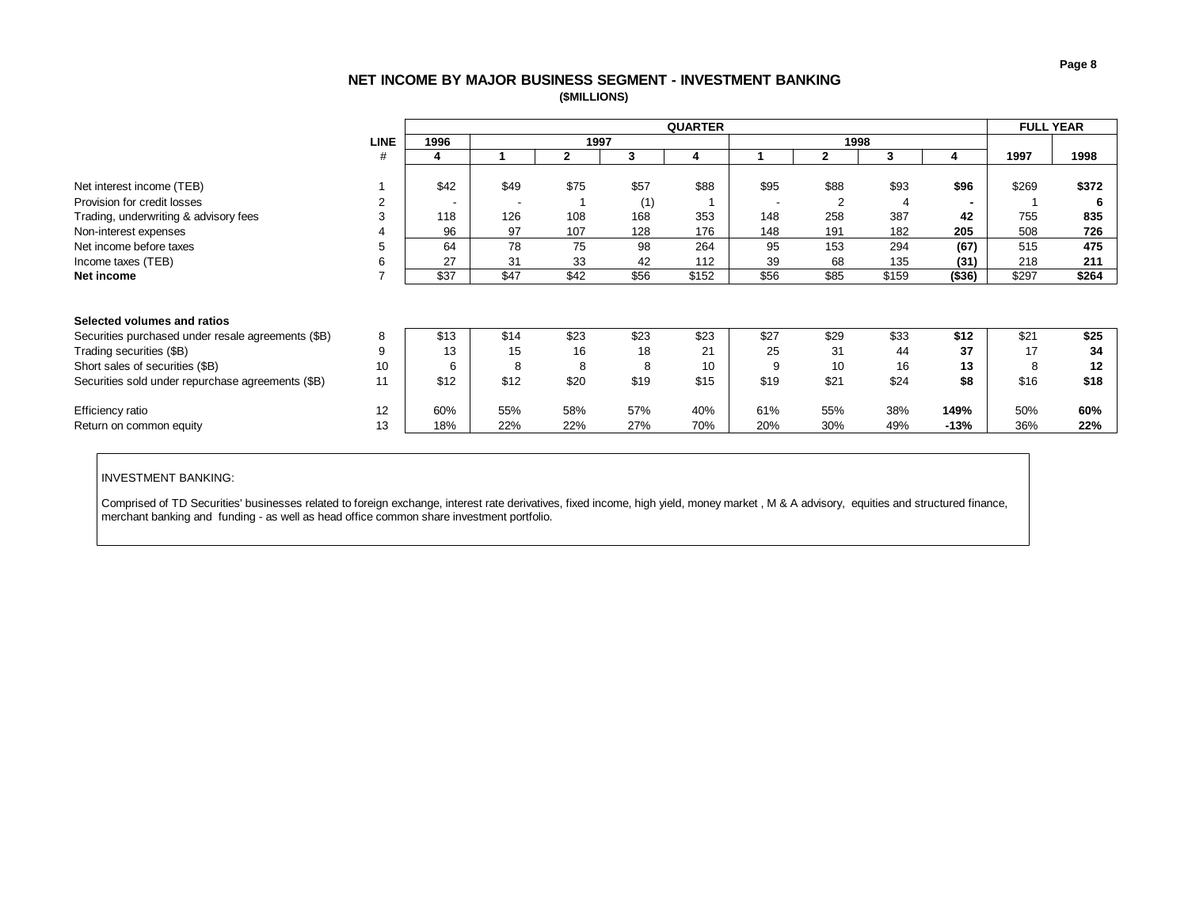## NET INCOME BY MAJOR BUSINESS SEGMENT - INVESTMENT BANKING

**($MILLIONS)**

| | LINE | QUARTER | | | | | | | | | FULL YEAR | |
|---|---|---|---|---|---|---|---|---|---|---|---|---|
| | | 1996 | 1997 | | | | 1998 | | | | | |
| | # | 4 | 1 | 2 | 3 | 4 | 1 | 2 | 3 | **4** | 1997 | **1998** |
| Net interest income (TEB) | 1 | $42 | $49 | $75 | $57 | $88 | $95 | $88 | $93 | **$96** | $269 | **$372** |
| Provision for credit losses | 2 | - | - | 1 | (1) | 1 | - | 2 | 4 | **-** | 1 | **6** |
| Trading, underwriting & advisory fees | 3 | 118 | 126 | 108 | 168 | 353 | 148 | 258 | 387 | **42** | 755 | **835** |
| Non-interest expenses | 4 | 96 | 97 | 107 | 128 | 176 | 148 | 191 | 182 | **205** | 508 | **726** |
| Net income before taxes | 5 | 64 | 78 | 75 | 98 | 264 | 95 | 153 | 294 | **(67)** | 515 | **475** |
| Income taxes (TEB) | 6 | 27 | 31 | 33 | 42 | 112 | 39 | 68 | 135 | **(31)** | 218 | **211** |
| **Net income** | 7 | $37 | $47 | $42 | $56 | $152 | $56 | $85 | $159 | **($36)** | $297 | **$264** |
| **Selected volumes and ratios** | | | | | | | | | | | | |
| Securities purchased under resale agreements ($B) | 8 | $13 | $14 | $23 | $23 | $23 | $27 | $29 | $33 | **$12** | $21 | **$25** |
| Trading securities ($B) | 9 | 13 | 15 | 16 | 18 | 21 | 25 | 31 | 44 | **37** | 17 | **34** |
| Short sales of securities ($B) | 10 | 6 | 8 | 8 | 8 | 10 | 9 | 10 | 16 | **13** | 8 | **12** |
| Securities sold under repurchase agreements ($B) | 11 | $12 | $12 | $20 | $19 | $15 | $19 | $21 | $24 | **$8** | $16 | **$18** |
| Efficiency ratio | 12 | 60% | 55% | 58% | 57% | 40% | 61% | 55% | 38% | **149%** | 50% | **60%** |
| Return on common equity | 13 | 18% | 22% | 22% | 27% | 70% | 20% | 30% | 49% | **-13%** | 36% | **22%** |

INVESTMENT BANKING:

Comprised of TD Securities' businesses related to foreign exchange, interest rate derivatives, fixed income, high yield, money market , M & A advisory, equities and structured finance, merchant banking and funding - as well as head office common share investment portfolio.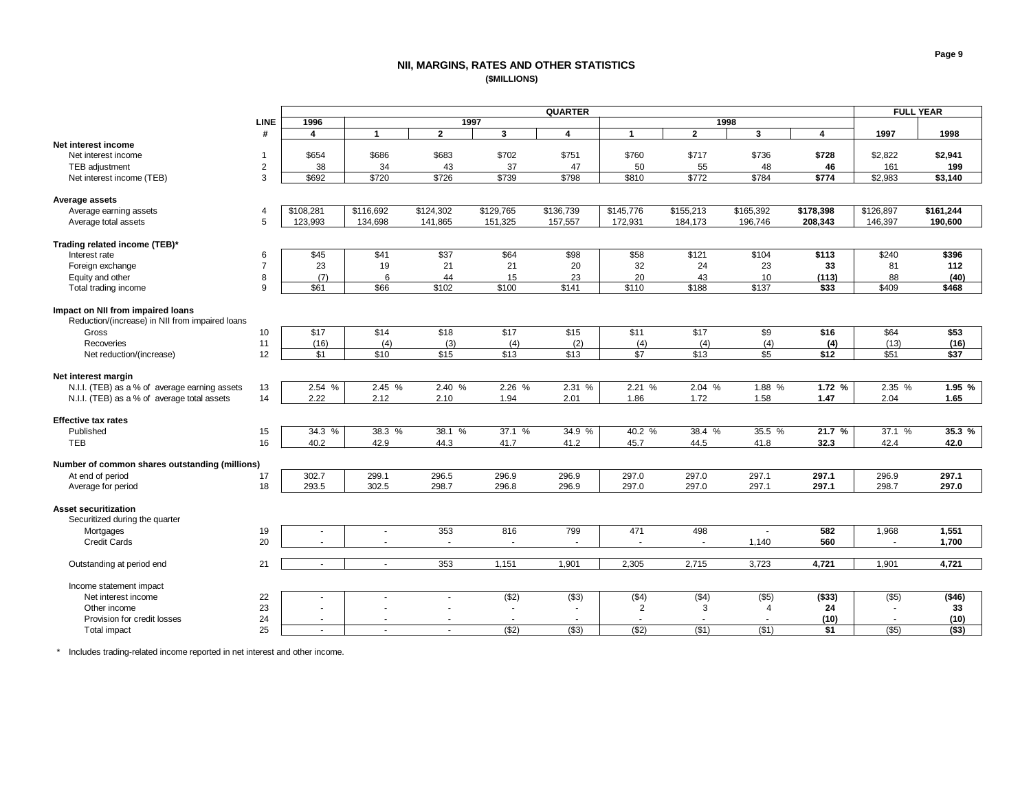# NII, MARGINS, RATES AND OTHER STATISTICS

**($MILLIONS)**

| | LINE | QUARTER | | | | | | | | | FULL YEAR | |
|---|---|---|---|---|---|---|---|---|---|---|---|---|
| | | 1996 | 1997 | | | | 1998 | | | | | |
| | # | 4 | 1 | 2 | 3 | 4 | 1 | 2 | 3 | 4 | 1997 | 1998 |
| **Net interest income** | | | | | | | | | | | | |
| Net interest income | 1 | $654 | $686 | $683 | $702 | $751 | $760 | $717 | $736 | **$728** | $2,822 | **$2,941** |
| TEB adjustment | 2 | 38 | 34 | 43 | 37 | 47 | 50 | 55 | 48 | **46** | 161 | **199** |
| Net interest income (TEB) | 3 | $692 | $720 | $726 | $739 | $798 | $810 | $772 | $784 | **$774** | $2,983 | **$3,140** |
| **Average assets** | | | | | | | | | | | | |
| Average earning assets | 4 | $108,281 | $116,692 | $124,302 | $129,765 | $136,739 | $145,776 | $155,213 | $165,392 | **$178,398** | $126,897 | **$161,244** |
| Average total assets | 5 | 123,993 | 134,698 | 141,865 | 151,325 | 157,557 | 172,931 | 184,173 | 196,746 | **208,343** | 146,397 | **190,600** |
| **Trading related income (TEB)*** | | | | | | | | | | | | |
| Interest rate | 6 | $45 | $41 | $37 | $64 | $98 | $58 | $121 | $104 | **$113** | $240 | **$396** |
| Foreign exchange | 7 | 23 | 19 | 21 | 21 | 20 | 32 | 24 | 23 | **33** | 81 | **112** |
| Equity and other | 8 | (7) | 6 | 44 | 15 | 23 | 20 | 43 | 10 | **(113)** | 88 | **(40)** |
| Total trading income | 9 | $61 | $66 | $102 | $100 | $141 | $110 | $188 | $137 | **$33** | $409 | **$468** |
| **Impact on NII from impaired loans** | | | | | | | | | | | | |
| Reduction/(increase) in NII from impaired loans | | | | | | | | | | | | |
| Gross | 10 | $17 | $14 | $18 | $17 | $15 | $11 | $17 | $9 | **$16** | $64 | **$53** |
| Recoveries | 11 | (16) | (4) | (3) | (4) | (2) | (4) | (4) | (4) | **(4)** | (13) | **(16)** |
| Net reduction/(increase) | 12 | $1 | $10 | $15 | $13 | $13 | $7 | $13 | $5 | **$12** | $51 | **$37** |
| **Net interest margin** | | | | | | | | | | | | |
| N.I.I. (TEB) as a % of average earning assets | 13 | 2.54 % | 2.45 % | 2.40 % | 2.26 % | 2.31 % | 2.21 % | 2.04 % | 1.88 % | **1.72 %** | 2.35 % | **1.95 %** |
| N.I.I. (TEB) as a % of average total assets | 14 | 2.22 | 2.12 | 2.10 | 1.94 | 2.01 | 1.86 | 1.72 | 1.58 | **1.47** | 2.04 | **1.65** |
| **Effective tax rates** | | | | | | | | | | | | |
| Published | 15 | 34.3 % | 38.3 % | 38.1 % | 37.1 % | 34.9 % | 40.2 % | 38.4 % | 35.5 % | **21.7 %** | 37.1 % | **35.3 %** |
| TEB | 16 | 40.2 | 42.9 | 44.3 | 41.7 | 41.2 | 45.7 | 44.5 | 41.8 | **32.3** | 42.4 | **42.0** |
| **Number of common shares outstanding (millions)** | | | | | | | | | | | | |
| At end of period | 17 | 302.7 | 299.1 | 296.5 | 296.9 | 296.9 | 297.0 | 297.0 | 297.1 | **297.1** | 296.9 | **297.1** |
| Average for period | 18 | 293.5 | 302.5 | 298.7 | 296.8 | 296.9 | 297.0 | 297.0 | 297.1 | **297.1** | 298.7 | **297.0** |
| **Asset securitization** | | | | | | | | | | | | |
| Securitized during the quarter | | | | | | | | | | | | |
| Mortgages | 19 | - | - | 353 | 816 | 799 | 471 | 498 | - | **582** | 1,968 | **1,551** |
| Credit Cards | 20 | - | - | - | - | - | - | - | 1,140 | **560** | - | **1,700** |
| Outstanding at period end | 21 | - | - | 353 | 1,151 | 1,901 | 2,305 | 2,715 | 3,723 | **4,721** | 1,901 | **4,721** |
| Income statement impact | | | | | | | | | | | | |
| Net interest income | 22 | - | - | - | ($2) | ($3) | ($4) | ($4) | ($5) | **($33)** | ($5) | **($46)** |
| Other income | 23 | - | - | - | - | - | 2 | 3 | 4 | **24** | - | **33** |
| Provision for credit losses | 24 | - | - | - | - | - | - | - | - | **(10)** | - | **(10)** |
| Total impact | 25 | - | - | - | ($2) | ($3) | ($2) | ($1) | ($1) | **$1** | ($5) | **($3)** |

\* Includes trading-related income reported in net interest and other income.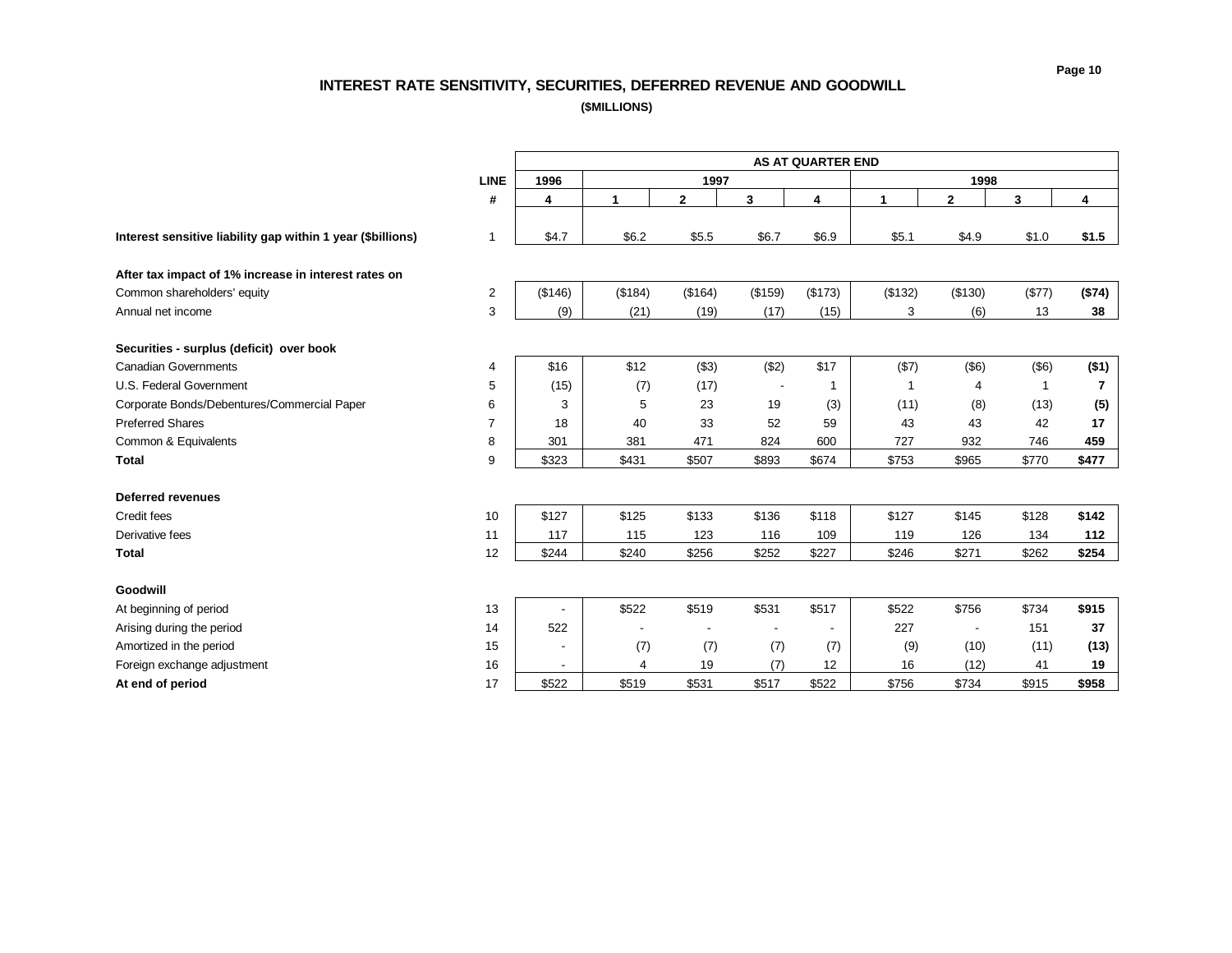# INTEREST RATE SENSITIVITY, SECURITIES, DEFERRED REVENUE AND GOODWILL

**($MILLIONS)**

| | LINE | AS AT QUARTER END | | | | | | | | |
|---|---|---|---|---|---|---|---|---|---|---|
| | | 1996 | 1997 | | | | 1998 | | | |
| | # | 4 | 1 | 2 | 3 | 4 | 1 | 2 | 3 | 4 |
| **Interest sensitive liability gap within 1 year ($billions)** | 1 | $4.7 | $6.2 | $5.5 | $6.7 | $6.9 | $5.1 | $4.9 | $1.0 | **$1.5** |
| **After tax impact of 1% increase in interest rates on** | | | | | | | | | | |
| Common shareholders' equity | 2 | ($146) | ($184) | ($164) | ($159) | ($173) | ($132) | ($130) | ($77) | **($74)** |
| Annual net income | 3 | (9) | (21) | (19) | (17) | (15) | 3 | (6) | 13 | **38** |
| **Securities - surplus (deficit) over book** | | | | | | | | | | |
| Canadian Governments | 4 | $16 | $12 | ($3) | ($2) | $17 | ($7) | ($6) | ($6) | **($1)** |
| U.S. Federal Government | 5 | (15) | (7) | (17) | - | 1 | 1 | 4 | 1 | **7** |
| Corporate Bonds/Debentures/Commercial Paper | 6 | 3 | 5 | 23 | 19 | (3) | (11) | (8) | (13) | **(5)** |
| Preferred Shares | 7 | 18 | 40 | 33 | 52 | 59 | 43 | 43 | 42 | **17** |
| Common & Equivalents | 8 | 301 | 381 | 471 | 824 | 600 | 727 | 932 | 746 | **459** |
| **Total** | 9 | $323 | $431 | $507 | $893 | $674 | $753 | $965 | $770 | **$477** |
| **Deferred revenues** | | | | | | | | | | |
| Credit fees | 10 | $127 | $125 | $133 | $136 | $118 | $127 | $145 | $128 | **$142** |
| Derivative fees | 11 | 117 | 115 | 123 | 116 | 109 | 119 | 126 | 134 | **112** |
| **Total** | 12 | $244 | $240 | $256 | $252 | $227 | $246 | $271 | $262 | **$254** |
| **Goodwill** | | | | | | | | | | |
| At beginning of period | 13 | - | $522 | $519 | $531 | $517 | $522 | $756 | $734 | **$915** |
| Arising during the period | 14 | 522 | - | - | - | - | 227 | - | 151 | **37** |
| Amortized in the period | 15 | - | (7) | (7) | (7) | (7) | (9) | (10) | (11) | **(13)** |
| Foreign exchange adjustment | 16 | - | 4 | 19 | (7) | 12 | 16 | (12) | 41 | **19** |
| **At end of period** | 17 | $522 | $519 | $531 | $517 | $522 | $756 | $734 | $915 | **$958** |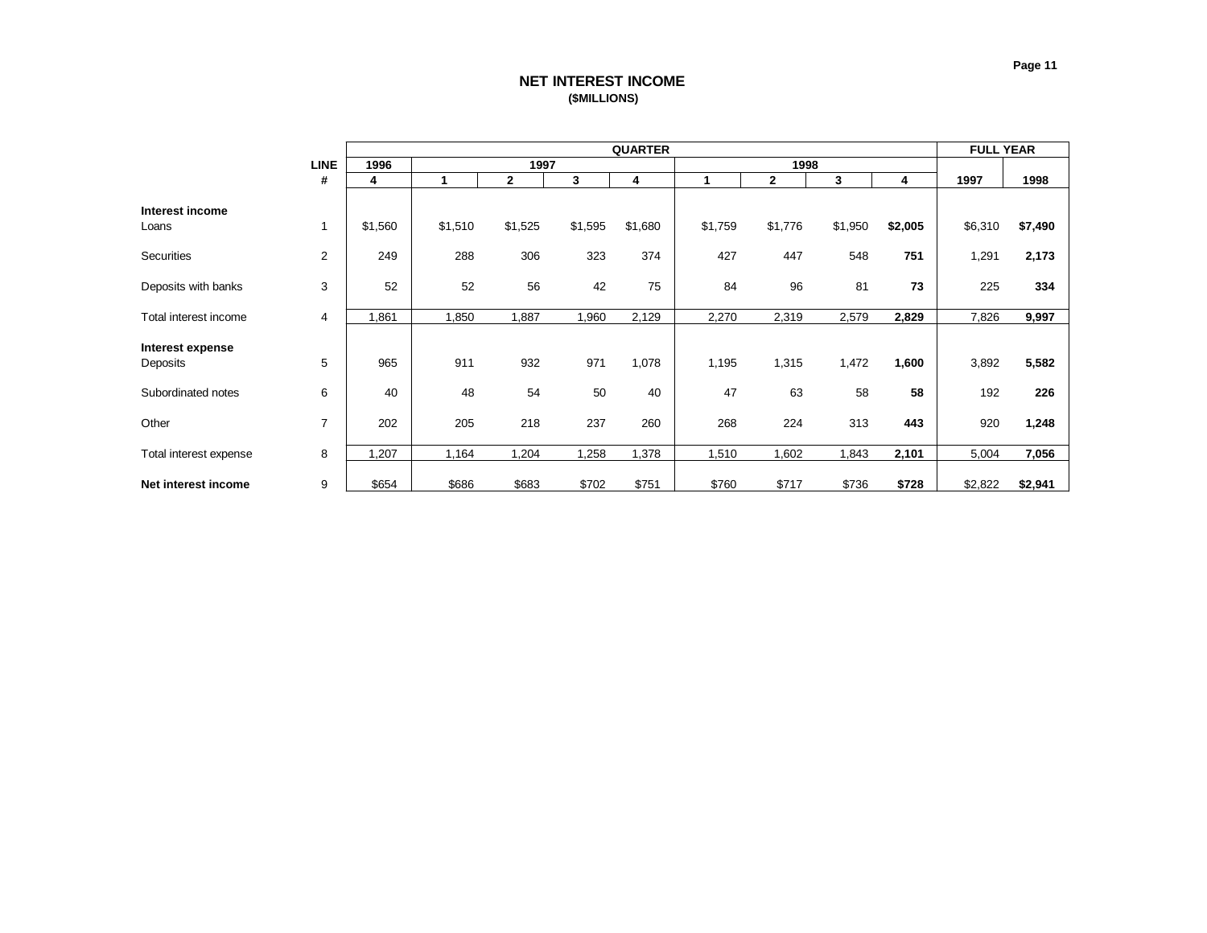## NET INTEREST INCOME
**($MILLIONS)**

| | LINE | QUARTER | | | | | | | | | FULL YEAR | |
|---|---|---|---|---|---|---|---|---|---|---|---|---|
| | | 1996 | 1997 | | | | 1998 | | | | | |
| | # | 4 | 1 | 2 | 3 | 4 | 1 | 2 | 3 | 4 | 1997 | 1998 |
| **Interest income** | | | | | | | | | | | | |
| Loans | 1 | $1,560 | $1,510 | $1,525 | $1,595 | $1,680 | $1,759 | $1,776 | $1,950 | **$2,005** | $6,310 | **$7,490** |
| Securities | 2 | 249 | 288 | 306 | 323 | 374 | 427 | 447 | 548 | **751** | 1,291 | **2,173** |
| Deposits with banks | 3 | 52 | 52 | 56 | 42 | 75 | 84 | 96 | 81 | **73** | 225 | **334** |
| Total interest income | 4 | 1,861 | 1,850 | 1,887 | 1,960 | 2,129 | 2,270 | 2,319 | 2,579 | **2,829** | 7,826 | **9,997** |
| **Interest expense** | | | | | | | | | | | | |
| Deposits | 5 | 965 | 911 | 932 | 971 | 1,078 | 1,195 | 1,315 | 1,472 | **1,600** | 3,892 | **5,582** |
| Subordinated notes | 6 | 40 | 48 | 54 | 50 | 40 | 47 | 63 | 58 | **58** | 192 | **226** |
| Other | 7 | 202 | 205 | 218 | 237 | 260 | 268 | 224 | 313 | **443** | 920 | **1,248** |
| Total interest expense | 8 | 1,207 | 1,164 | 1,204 | 1,258 | 1,378 | 1,510 | 1,602 | 1,843 | **2,101** | 5,004 | **7,056** |
| **Net interest income** | 9 | $654 | $686 | $683 | $702 | $751 | $760 | $717 | $736 | **$728** | $2,822 | **$2,941** |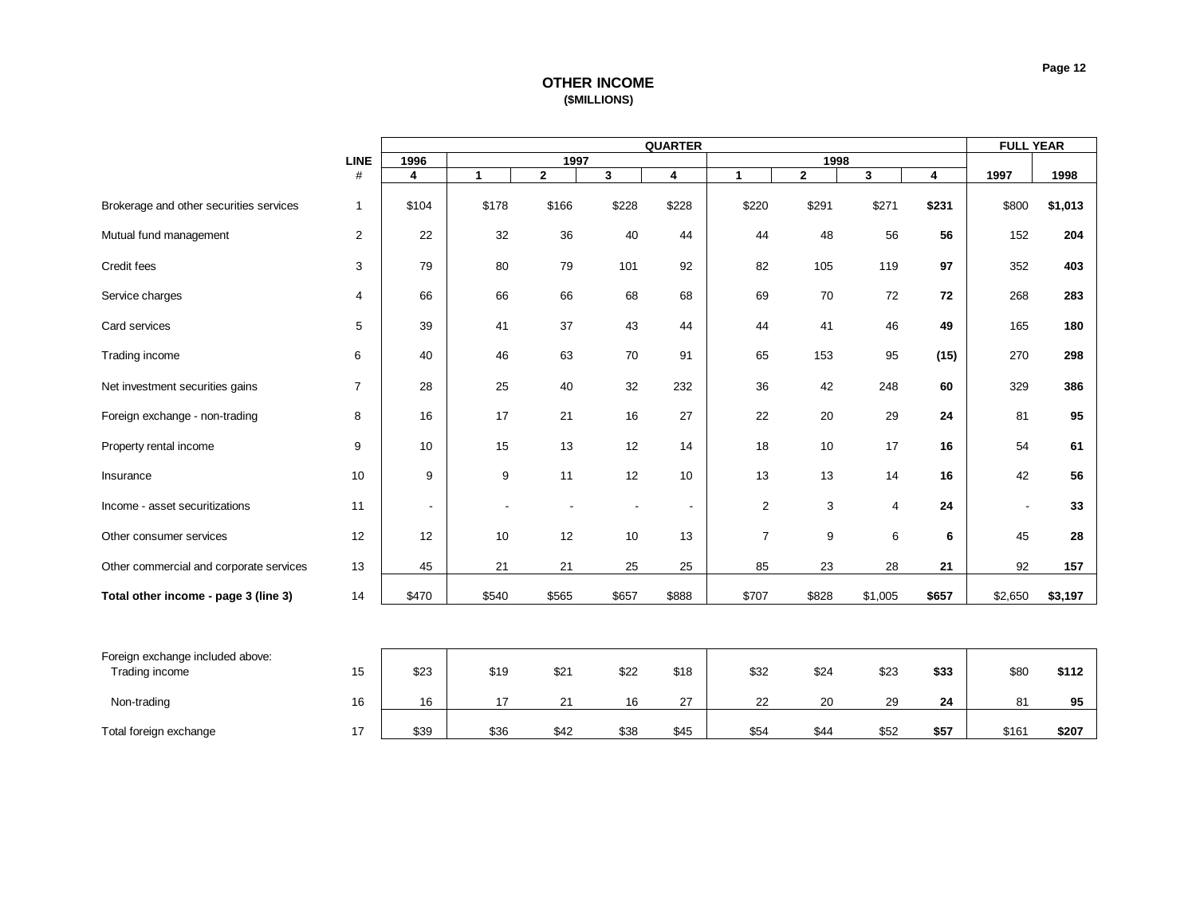## OTHER INCOME
**($MILLIONS)**

| | LINE # | QUARTER | | | | | | | | | FULL YEAR | |
|---|---|---|---|---|---|---|---|---|---|---|---|---|
| | | 1996 | 1997 | | | | 1998 | | | | | |
| | | 4 | 1 | 2 | 3 | 4 | 1 | 2 | 3 | 4 | 1997 | 1998 |
| Brokerage and other securities services | 1 | $104 | $178 | $166 | $228 | $228 | $220 | $291 | $271 | **$231** | $800 | **$1,013** |
| Mutual fund management | 2 | 22 | 32 | 36 | 40 | 44 | 44 | 48 | 56 | **56** | 152 | **204** |
| Credit fees | 3 | 79 | 80 | 79 | 101 | 92 | 82 | 105 | 119 | **97** | 352 | **403** |
| Service charges | 4 | 66 | 66 | 66 | 68 | 68 | 69 | 70 | 72 | **72** | 268 | **283** |
| Card services | 5 | 39 | 41 | 37 | 43 | 44 | 44 | 41 | 46 | **49** | 165 | **180** |
| Trading income | 6 | 40 | 46 | 63 | 70 | 91 | 65 | 153 | 95 | **(15)** | 270 | **298** |
| Net investment securities gains | 7 | 28 | 25 | 40 | 32 | 232 | 36 | 42 | 248 | **60** | 329 | **386** |
| Foreign exchange - non-trading | 8 | 16 | 17 | 21 | 16 | 27 | 22 | 20 | 29 | **24** | 81 | **95** |
| Property rental income | 9 | 10 | 15 | 13 | 12 | 14 | 18 | 10 | 17 | **16** | 54 | **61** |
| Insurance | 10 | 9 | 9 | 11 | 12 | 10 | 13 | 13 | 14 | **16** | 42 | **56** |
| Income - asset securitizations | 11 | - | - | - | - | - | 2 | 3 | 4 | **24** | - | **33** |
| Other consumer services | 12 | 12 | 10 | 12 | 10 | 13 | 7 | 9 | 6 | **6** | 45 | **28** |
| Other commercial and corporate services | 13 | 45 | 21 | 21 | 25 | 25 | 85 | 23 | 28 | **21** | 92 | **157** |
| **Total other income - page 3 (line 3)** | 14 | $470 | $540 | $565 | $657 | $888 | $707 | $828 | $1,005 | **$657** | $2,650 | **$3,197** |

| | LINE # | 1996 Q4 | 1997 Q1 | 1997 Q2 | 1997 Q3 | 1997 Q4 | 1998 Q1 | 1998 Q2 | 1998 Q3 | 1998 Q4 | 1997 | 1998 |
|---|---|---|---|---|---|---|---|---|---|---|---|---|
| Foreign exchange included above: | | | | | | | | | | | | |
| Trading income | 15 | $23 | $19 | $21 | $22 | $18 | $32 | $24 | $23 | **$33** | $80 | **$112** |
| Non-trading | 16 | 16 | 17 | 21 | 16 | 27 | 22 | 20 | 29 | **24** | 81 | **95** |
| Total foreign exchange | 17 | $39 | $36 | $42 | $38 | $45 | $54 | $44 | $52 | **$57** | $161 | **$207** |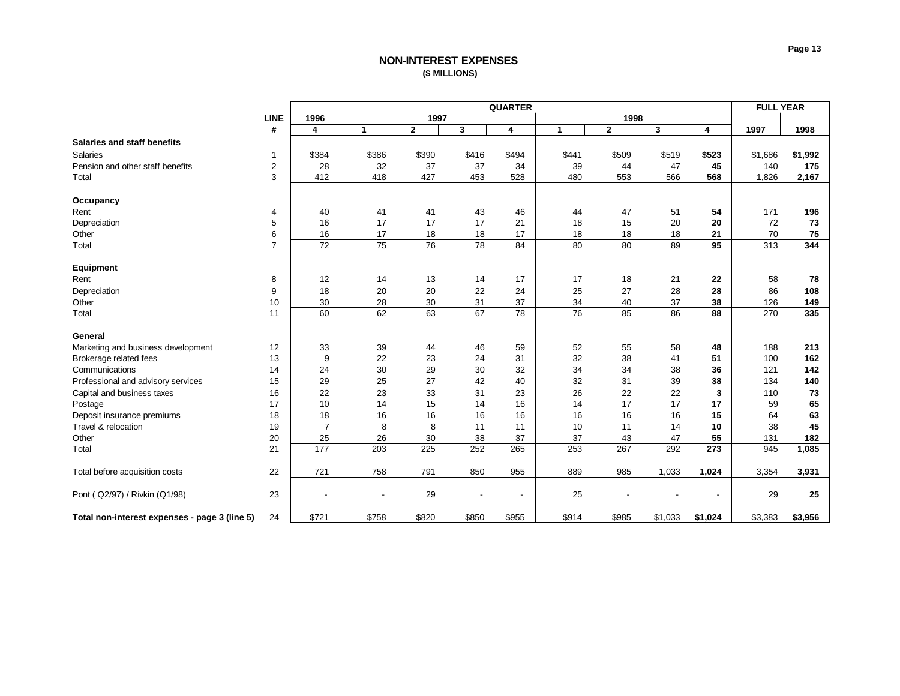## NON-INTEREST EXPENSES
### ($ MILLIONS)

| | LINE | QUARTER | | | | | | | | | FULL YEAR | |
|---|---|---|---|---|---|---|---|---|---|---|---|---|
| | | 1996 | 1997 | | | | 1998 | | | | | |
| | # | 4 | 1 | 2 | 3 | 4 | 1 | 2 | 3 | 4 | 1997 | 1998 |
| **Salaries and staff benefits** | | | | | | | | | | | | |
| Salaries | 1 | $384 | $386 | $390 | $416 | $494 | $441 | $509 | $519 | **$523** | $1,686 | **$1,992** |
| Pension and other staff benefits | 2 | 28 | 32 | 37 | 37 | 34 | 39 | 44 | 47 | **45** | 140 | **175** |
| Total | 3 | 412 | 418 | 427 | 453 | 528 | 480 | 553 | 566 | **568** | 1,826 | **2,167** |
| **Occupancy** | | | | | | | | | | | | |
| Rent | 4 | 40 | 41 | 41 | 43 | 46 | 44 | 47 | 51 | **54** | 171 | **196** |
| Depreciation | 5 | 16 | 17 | 17 | 17 | 21 | 18 | 15 | 20 | **20** | 72 | **73** |
| Other | 6 | 16 | 17 | 18 | 18 | 17 | 18 | 18 | 18 | **21** | 70 | **75** |
| Total | 7 | 72 | 75 | 76 | 78 | 84 | 80 | 80 | 89 | **95** | 313 | **344** |
| **Equipment** | | | | | | | | | | | | |
| Rent | 8 | 12 | 14 | 13 | 14 | 17 | 17 | 18 | 21 | **22** | 58 | **78** |
| Depreciation | 9 | 18 | 20 | 20 | 22 | 24 | 25 | 27 | 28 | **28** | 86 | **108** |
| Other | 10 | 30 | 28 | 30 | 31 | 37 | 34 | 40 | 37 | **38** | 126 | **149** |
| Total | 11 | 60 | 62 | 63 | 67 | 78 | 76 | 85 | 86 | **88** | 270 | **335** |
| **General** | | | | | | | | | | | | |
| Marketing and business development | 12 | 33 | 39 | 44 | 46 | 59 | 52 | 55 | 58 | **48** | 188 | **213** |
| Brokerage related fees | 13 | 9 | 22 | 23 | 24 | 31 | 32 | 38 | 41 | **51** | 100 | **162** |
| Communications | 14 | 24 | 30 | 29 | 30 | 32 | 34 | 34 | 38 | **36** | 121 | **142** |
| Professional and advisory services | 15 | 29 | 25 | 27 | 42 | 40 | 32 | 31 | 39 | **38** | 134 | **140** |
| Capital and business taxes | 16 | 22 | 23 | 33 | 31 | 23 | 26 | 22 | 22 | **3** | 110 | **73** |
| Postage | 17 | 10 | 14 | 15 | 14 | 16 | 14 | 17 | 17 | **17** | 59 | **65** |
| Deposit insurance premiums | 18 | 18 | 16 | 16 | 16 | 16 | 16 | 16 | 16 | **15** | 64 | **63** |
| Travel & relocation | 19 | 7 | 8 | 8 | 11 | 11 | 10 | 11 | 14 | **10** | 38 | **45** |
| Other | 20 | 25 | 26 | 30 | 38 | 37 | 37 | 43 | 47 | **55** | 131 | **182** |
| Total | 21 | 177 | 203 | 225 | 252 | 265 | 253 | 267 | 292 | **273** | 945 | **1,085** |
| Total before acquisition costs | 22 | 721 | 758 | 791 | 850 | 955 | 889 | 985 | 1,033 | **1,024** | 3,354 | **3,931** |
| Pont ( Q2/97) / Rivkin (Q1/98) | 23 | - | - | 29 | - | - | 25 | - | - | **-** | 29 | **25** |
| **Total non-interest expenses - page 3 (line 5)** | 24 | $721 | $758 | $820 | $850 | $955 | $914 | $985 | $1,033 | **$1,024** | $3,383 | **$3,956** |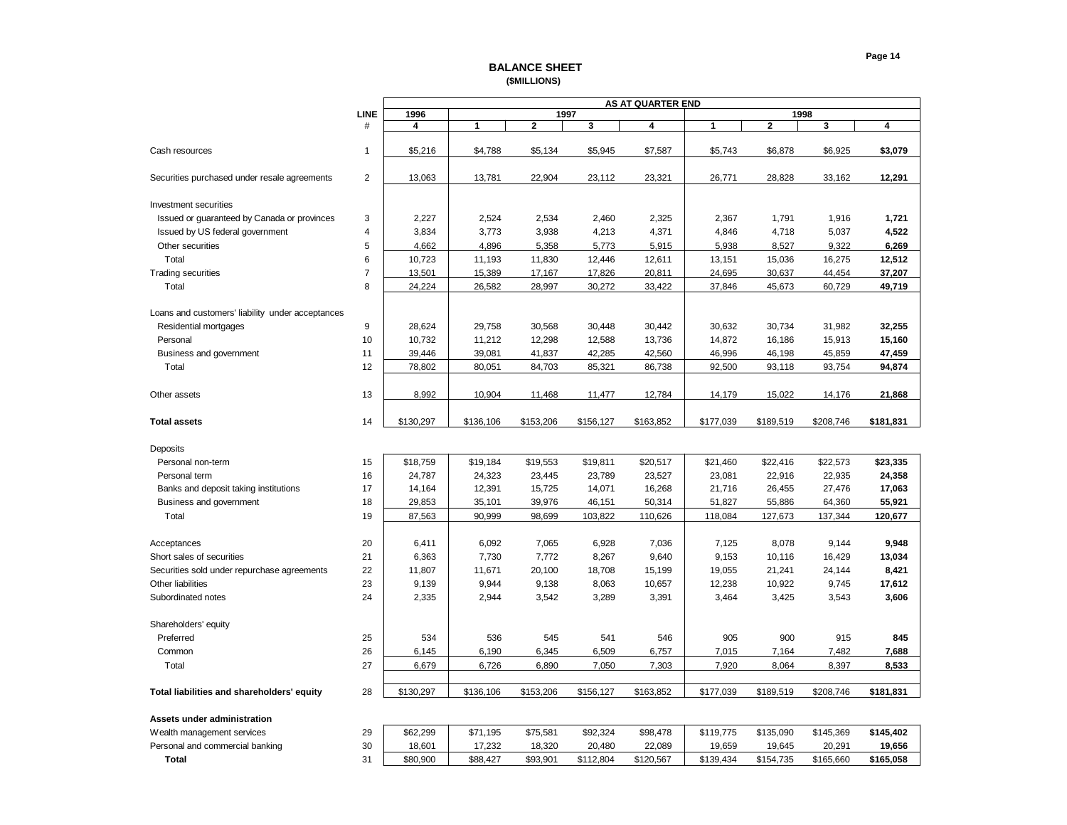## BALANCE SHEET
**($MILLIONS)**

| | LINE # | 1996 Q4 | 1997 Q1 | 1997 Q2 | 1997 Q3 | 1997 Q4 | 1998 Q1 | 1998 Q2 | 1998 Q3 | 1998 Q4 |
|---|---|---|---|---|---|---|---|---|---|---|
| Cash resources | 1 | $5,216 | $4,788 | $5,134 | $5,945 | $7,587 | $5,743 | $6,878 | $6,925 | **$3,079** |
| Securities purchased under resale agreements | 2 | 13,063 | 13,781 | 22,904 | 23,112 | 23,321 | 26,771 | 28,828 | 33,162 | **12,291** |
| Investment securities | | | | | | | | | | |
| Issued or guaranteed by Canada or provinces | 3 | 2,227 | 2,524 | 2,534 | 2,460 | 2,325 | 2,367 | 1,791 | 1,916 | **1,721** |
| Issued by US federal government | 4 | 3,834 | 3,773 | 3,938 | 4,213 | 4,371 | 4,846 | 4,718 | 5,037 | **4,522** |
| Other securities | 5 | 4,662 | 4,896 | 5,358 | 5,773 | 5,915 | 5,938 | 8,527 | 9,322 | **6,269** |
| Total | 6 | 10,723 | 11,193 | 11,830 | 12,446 | 12,611 | 13,151 | 15,036 | 16,275 | **12,512** |
| Trading securities | 7 | 13,501 | 15,389 | 17,167 | 17,826 | 20,811 | 24,695 | 30,637 | 44,454 | **37,207** |
| Total | 8 | 24,224 | 26,582 | 28,997 | 30,272 | 33,422 | 37,846 | 45,673 | 60,729 | **49,719** |
| Loans and customers' liability under acceptances | | | | | | | | | | |
| Residential mortgages | 9 | 28,624 | 29,758 | 30,568 | 30,448 | 30,442 | 30,632 | 30,734 | 31,982 | **32,255** |
| Personal | 10 | 10,732 | 11,212 | 12,298 | 12,588 | 13,736 | 14,872 | 16,186 | 15,913 | **15,160** |
| Business and government | 11 | 39,446 | 39,081 | 41,837 | 42,285 | 42,560 | 46,996 | 46,198 | 45,859 | **47,459** |
| Total | 12 | 78,802 | 80,051 | 84,703 | 85,321 | 86,738 | 92,500 | 93,118 | 93,754 | **94,874** |
| Other assets | 13 | 8,992 | 10,904 | 11,468 | 11,477 | 12,784 | 14,179 | 15,022 | 14,176 | **21,868** |
| **Total assets** | 14 | $130,297 | $136,106 | $153,206 | $156,127 | $163,852 | $177,039 | $189,519 | $208,746 | **$181,831** |
| Deposits | | | | | | | | | | |
| Personal non-term | 15 | $18,759 | $19,184 | $19,553 | $19,811 | $20,517 | $21,460 | $22,416 | $22,573 | **$23,335** |
| Personal term | 16 | 24,787 | 24,323 | 23,445 | 23,789 | 23,527 | 23,081 | 22,916 | 22,935 | **24,358** |
| Banks and deposit taking institutions | 17 | 14,164 | 12,391 | 15,725 | 14,071 | 16,268 | 21,716 | 26,455 | 27,476 | **17,063** |
| Business and government | 18 | 29,853 | 35,101 | 39,976 | 46,151 | 50,314 | 51,827 | 55,886 | 64,360 | **55,921** |
| Total | 19 | 87,563 | 90,999 | 98,699 | 103,822 | 110,626 | 118,084 | 127,673 | 137,344 | **120,677** |
| Acceptances | 20 | 6,411 | 6,092 | 7,065 | 6,928 | 7,036 | 7,125 | 8,078 | 9,144 | **9,948** |
| Short sales of securities | 21 | 6,363 | 7,730 | 7,772 | 8,267 | 9,640 | 9,153 | 10,116 | 16,429 | **13,034** |
| Securities sold under repurchase agreements | 22 | 11,807 | 11,671 | 20,100 | 18,708 | 15,199 | 19,055 | 21,241 | 24,144 | **8,421** |
| Other liabilities | 23 | 9,139 | 9,944 | 9,138 | 8,063 | 10,657 | 12,238 | 10,922 | 9,745 | **17,612** |
| Subordinated notes | 24 | 2,335 | 2,944 | 3,542 | 3,289 | 3,391 | 3,464 | 3,425 | 3,543 | **3,606** |
| Shareholders' equity | | | | | | | | | | |
| Preferred | 25 | 534 | 536 | 545 | 541 | 546 | 905 | 900 | 915 | **845** |
| Common | 26 | 6,145 | 6,190 | 6,345 | 6,509 | 6,757 | 7,015 | 7,164 | 7,482 | **7,688** |
| Total | 27 | 6,679 | 6,726 | 6,890 | 7,050 | 7,303 | 7,920 | 8,064 | 8,397 | **8,533** |
| **Total liabilities and shareholders' equity** | 28 | $130,297 | $136,106 | $153,206 | $156,127 | $163,852 | $177,039 | $189,519 | $208,746 | **$181,831** |
| **Assets under administration** | | | | | | | | | | |
| Wealth management services | 29 | $62,299 | $71,195 | $75,581 | $92,324 | $98,478 | $119,775 | $135,090 | $145,369 | **$145,402** |
| Personal and commercial banking | 30 | 18,601 | 17,232 | 18,320 | 20,480 | 22,089 | 19,659 | 19,645 | 20,291 | **19,656** |
| **Total** | 31 | $80,900 | $88,427 | $93,901 | $112,804 | $120,567 | $139,434 | $154,735 | $165,660 | **$165,058** |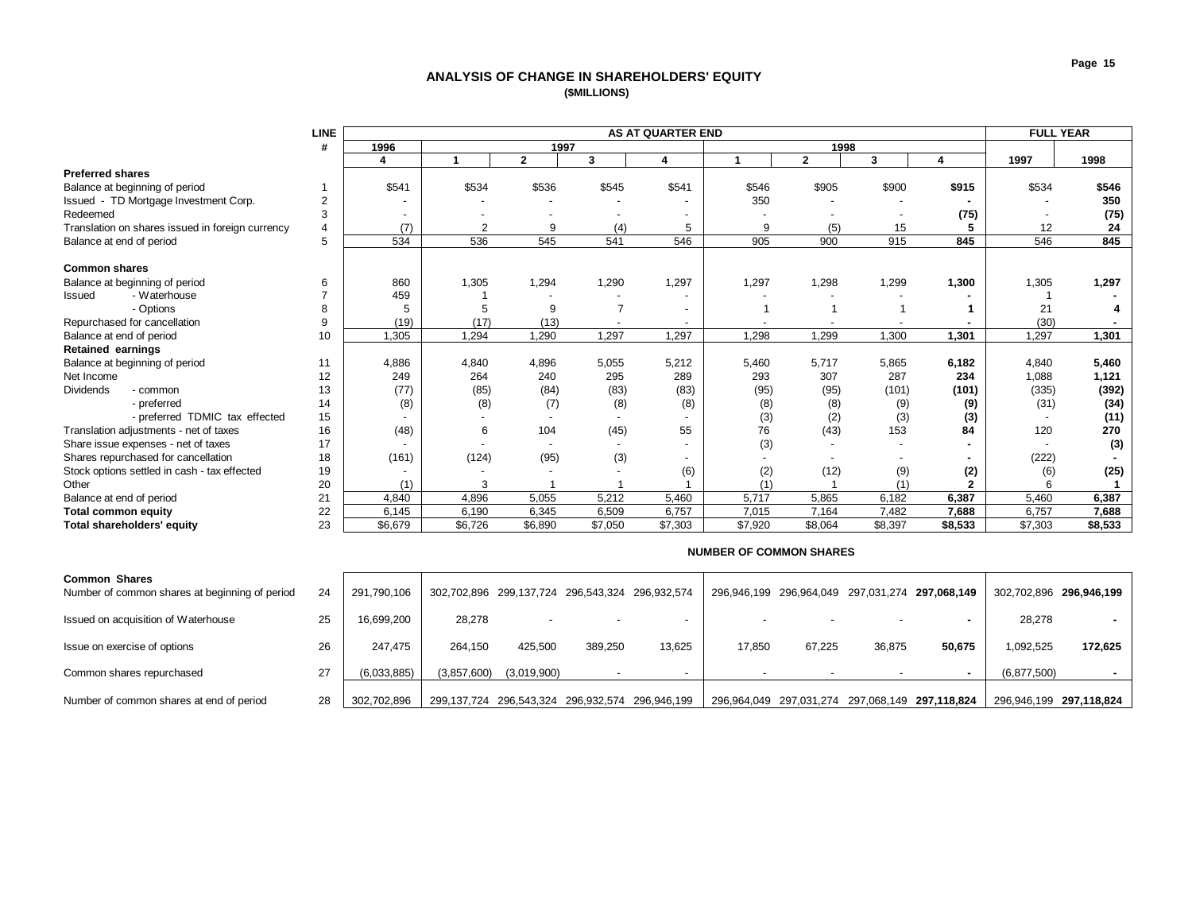## ANALYSIS OF CHANGE IN SHAREHOLDERS' EQUITY

**($MILLIONS)**

| | LINE | AS AT QUARTER END | | | | | | | | | FULL YEAR | |
|---|---|---|---|---|---|---|---|---|---|---|---|---|
| | # | 1996 | 1997 | | | | 1998 | | | | | |
| | | 4 | 1 | 2 | 3 | 4 | 1 | 2 | 3 | 4 | 1997 | 1998 |
| **Preferred shares** | | | | | | | | | | | | |
| Balance at beginning of period | 1 | $541 | $534 | $536 | $545 | $541 | $546 | $905 | $900 | **$915** | $534 | **$546** |
| Issued - TD Mortgage Investment Corp. | 2 | - | - | - | - | - | 350 | - | - | **-** | - | **350** |
| Redeemed | 3 | - | - | - | - | - | - | - | - | **(75)** | - | **(75)** |
| Translation on shares issued in foreign currency | 4 | (7) | 2 | 9 | (4) | 5 | 9 | (5) | 15 | **5** | 12 | **24** |
| Balance at end of period | 5 | 534 | 536 | 545 | 541 | 546 | 905 | 900 | 915 | **845** | 546 | **845** |
| **Common shares** | | | | | | | | | | | | |
| Balance at beginning of period | 6 | 860 | 1,305 | 1,294 | 1,290 | 1,297 | 1,297 | 1,298 | 1,299 | **1,300** | 1,305 | **1,297** |
| Issued - Waterhouse | 7 | 459 | 1 | - | - | - | - | - | - | **-** | 1 | **-** |
| - Options | 8 | 5 | 5 | 9 | 7 | - | 1 | 1 | 1 | **1** | 21 | **4** |
| Repurchased for cancellation | 9 | (19) | (17) | (13) | - | - | - | - | - | **-** | (30) | **-** |
| Balance at end of period | 10 | 1,305 | 1,294 | 1,290 | 1,297 | 1,297 | 1,298 | 1,299 | 1,300 | **1,301** | 1,297 | **1,301** |
| **Retained earnings** | | | | | | | | | | | | |
| Balance at beginning of period | 11 | 4,886 | 4,840 | 4,896 | 5,055 | 5,212 | 5,460 | 5,717 | 5,865 | **6,182** | 4,840 | **5,460** |
| Net Income | 12 | 249 | 264 | 240 | 295 | 289 | 293 | 307 | 287 | **234** | 1,088 | **1,121** |
| Dividends - common | 13 | (77) | (85) | (84) | (83) | (83) | (95) | (95) | (101) | **(101)** | (335) | **(392)** |
| - preferred | 14 | (8) | (8) | (7) | (8) | (8) | (8) | (8) | (9) | **(9)** | (31) | **(34)** |
| - preferred TDMIC tax effected | 15 | - | - | - | - | - | (3) | (2) | (3) | **(3)** | - | **(11)** |
| Translation adjustments - net of taxes | 16 | (48) | 6 | 104 | (45) | 55 | 76 | (43) | 153 | **84** | 120 | **270** |
| Share issue expenses - net of taxes | 17 | - | - | - | - | - | (3) | - | - | **-** | - | **(3)** |
| Shares repurchased for cancellation | 18 | (161) | (124) | (95) | (3) | - | - | - | - | **-** | (222) | **-** |
| Stock options settled in cash - tax effected | 19 | - | - | - | - | (6) | (2) | (12) | (9) | **(2)** | (6) | **(25)** |
| Other | 20 | (1) | 3 | 1 | 1 | 1 | (1) | 1 | (1) | **2** | 6 | **1** |
| Balance at end of period | 21 | 4,840 | 4,896 | 5,055 | 5,212 | 5,460 | 5,717 | 5,865 | 6,182 | **6,387** | 5,460 | **6,387** |
| **Total common equity** | 22 | 6,145 | 6,190 | 6,345 | 6,509 | 6,757 | 7,015 | 7,164 | 7,482 | **7,688** | 6,757 | **7,688** |
| **Total shareholders' equity** | 23 | $6,679 | $6,726 | $6,890 | $7,050 | $7,303 | $7,920 | $8,064 | $8,397 | **$8,533** | $7,303 | **$8,533** |

**NUMBER OF COMMON SHARES**

| **Common Shares** | LINE | 1996 Q4 | 1997 Q1 | 1997 Q2 | 1997 Q3 | 1997 Q4 | 1998 Q1 | 1998 Q2 | 1998 Q3 | 1998 Q4 | 1997 | 1998 |
|---|---|---|---|---|---|---|---|---|---|---|---|---|
| Number of common shares at beginning of period | 24 | 291,790,106 | 302,702,896 | 299,137,724 | 296,543,324 | 296,932,574 | 296,946,199 | 296,964,049 | 297,031,274 | **297,068,149** | 302,702,896 | **296,946,199** |
| Issued on acquisition of Waterhouse | 25 | 16,699,200 | 28,278 | - | - | - | - | - | - | **-** | 28,278 | **-** |
| Issue on exercise of options | 26 | 247,475 | 264,150 | 425,500 | 389,250 | 13,625 | 17,850 | 67,225 | 36,875 | **50,675** | 1,092,525 | **172,625** |
| Common shares repurchased | 27 | (6,033,885) | (3,857,600) | (3,019,900) | - | - | - | - | - | **-** | (6,877,500) | **-** |
| Number of common shares at end of period | 28 | 302,702,896 | 299,137,724 | 296,543,324 | 296,932,574 | 296,946,199 | 296,964,049 | 297,031,274 | 297,068,149 | **297,118,824** | 296,946,199 | **297,118,824** |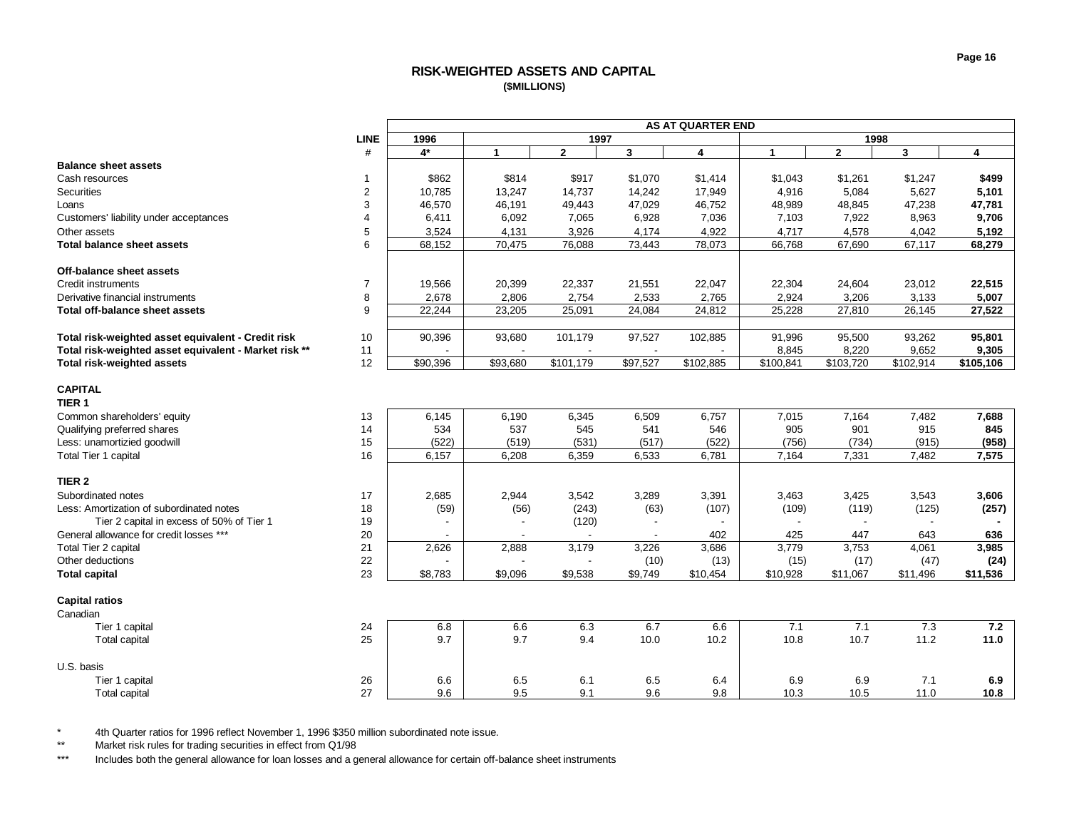## RISK-WEIGHTED ASSETS AND CAPITAL
**($MILLIONS)**

| | LINE | AS AT QUARTER END | | | | | | | | |
|---|---|---|---|---|---|---|---|---|---|---|
| | | 1996 | 1997 | | | | 1998 | | | |
| | # | 4* | 1 | 2 | 3 | 4 | 1 | 2 | 3 | 4 |
| **Balance sheet assets** | | | | | | | | | | |
| Cash resources | 1 | $862 | $814 | $917 | $1,070 | $1,414 | $1,043 | $1,261 | $1,247 | **$499** |
| Securities | 2 | 10,785 | 13,247 | 14,737 | 14,242 | 17,949 | 4,916 | 5,084 | 5,627 | **5,101** |
| Loans | 3 | 46,570 | 46,191 | 49,443 | 47,029 | 46,752 | 48,989 | 48,845 | 47,238 | **47,781** |
| Customers' liability under acceptances | 4 | 6,411 | 6,092 | 7,065 | 6,928 | 7,036 | 7,103 | 7,922 | 8,963 | **9,706** |
| Other assets | 5 | 3,524 | 4,131 | 3,926 | 4,174 | 4,922 | 4,717 | 4,578 | 4,042 | **5,192** |
| **Total balance sheet assets** | 6 | 68,152 | 70,475 | 76,088 | 73,443 | 78,073 | 66,768 | 67,690 | 67,117 | **68,279** |
| **Off-balance sheet assets** | | | | | | | | | | |
| Credit instruments | 7 | 19,566 | 20,399 | 22,337 | 21,551 | 22,047 | 22,304 | 24,604 | 23,012 | **22,515** |
| Derivative financial instruments | 8 | 2,678 | 2,806 | 2,754 | 2,533 | 2,765 | 2,924 | 3,206 | 3,133 | **5,007** |
| **Total off-balance sheet assets** | 9 | 22,244 | 23,205 | 25,091 | 24,084 | 24,812 | 25,228 | 27,810 | 26,145 | **27,522** |
| **Total risk-weighted asset equivalent - Credit risk** | 10 | 90,396 | 93,680 | 101,179 | 97,527 | 102,885 | 91,996 | 95,500 | 93,262 | **95,801** |
| **Total risk-weighted asset equivalent - Market risk \*\*** | 11 | - | - | - | - | - | 8,845 | 8,220 | 9,652 | **9,305** |
| **Total risk-weighted assets** | 12 | $90,396 | $93,680 | $101,179 | $97,527 | $102,885 | $100,841 | $103,720 | $102,914 | **$105,106** |
| **CAPITAL** | | | | | | | | | | |
| **TIER 1** | | | | | | | | | | |
| Common shareholders' equity | 13 | 6,145 | 6,190 | 6,345 | 6,509 | 6,757 | 7,015 | 7,164 | 7,482 | **7,688** |
| Qualifying preferred shares | 14 | 534 | 537 | 545 | 541 | 546 | 905 | 901 | 915 | **845** |
| Less: unamortizied goodwill | 15 | (522) | (519) | (531) | (517) | (522) | (756) | (734) | (915) | **(958)** |
| Total Tier 1 capital | 16 | 6,157 | 6,208 | 6,359 | 6,533 | 6,781 | 7,164 | 7,331 | 7,482 | **7,575** |
| **TIER 2** | | | | | | | | | | |
| Subordinated notes | 17 | 2,685 | 2,944 | 3,542 | 3,289 | 3,391 | 3,463 | 3,425 | 3,543 | **3,606** |
| Less: Amortization of subordinated notes | 18 | (59) | (56) | (243) | (63) | (107) | (109) | (119) | (125) | **(257)** |
| Tier 2 capital in excess of 50% of Tier 1 | 19 | - | - | (120) | - | - | - | - | - | **-** |
| General allowance for credit losses \*\*\* | 20 | - | - | - | - | 402 | 425 | 447 | 643 | **636** |
| Total Tier 2 capital | 21 | 2,626 | 2,888 | 3,179 | 3,226 | 3,686 | 3,779 | 3,753 | 4,061 | **3,985** |
| Other deductions | 22 | - | - | - | (10) | (13) | (15) | (17) | (47) | **(24)** |
| **Total capital** | 23 | $8,783 | $9,096 | $9,538 | $9,749 | $10,454 | $10,928 | $11,067 | $11,496 | **$11,536** |
| **Capital ratios** | | | | | | | | | | |
| Canadian | | | | | | | | | | |
| Tier 1 capital | 24 | 6.8 | 6.6 | 6.3 | 6.7 | 6.6 | 7.1 | 7.1 | 7.3 | **7.2** |
| Total capital | 25 | 9.7 | 9.7 | 9.4 | 10.0 | 10.2 | 10.8 | 10.7 | 11.2 | **11.0** |
| U.S. basis | | | | | | | | | | |
| Tier 1 capital | 26 | 6.6 | 6.5 | 6.1 | 6.5 | 6.4 | 6.9 | 6.9 | 7.1 | **6.9** |
| Total capital | 27 | 9.6 | 9.5 | 9.1 | 9.6 | 9.8 | 10.3 | 10.5 | 11.0 | **10.8** |

\* 4th Quarter ratios for 1996 reflect November 1, 1996 $350 million subordinated note issue.

\*\* Market risk rules for trading securities in effect from Q1/98

\*\*\* Includes both the general allowance for loan losses and a general allowance for certain off-balance sheet instruments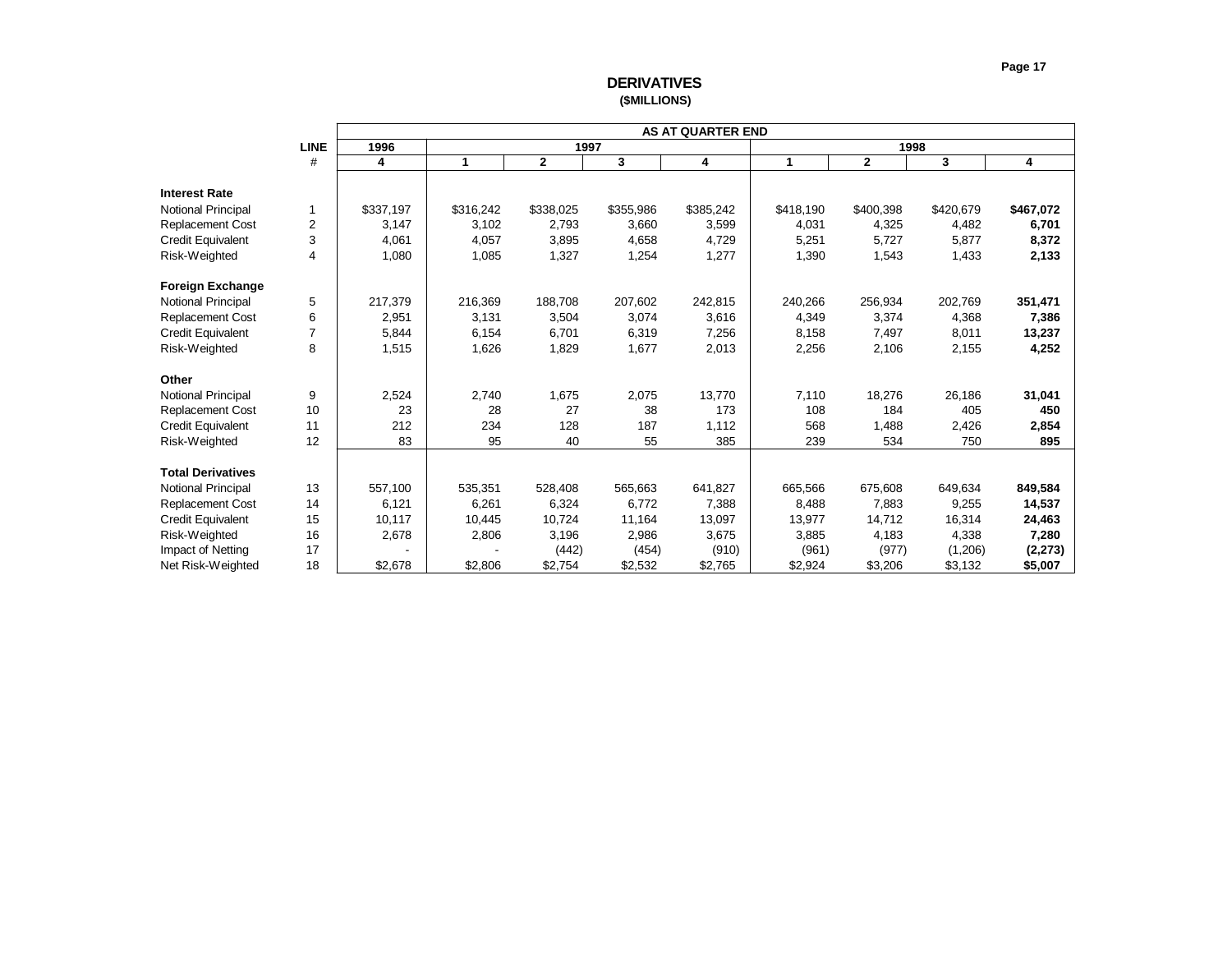# DERIVATIVES

**($MILLIONS)**

| | LINE | AS AT QUARTER END | | | | | | | | |
|---|---|---|---|---|---|---|---|---|---|---|
| | | 1996 | 1997 | | | | 1998 | | | |
| | # | 4 | 1 | 2 | 3 | 4 | 1 | 2 | 3 | 4 |
| **Interest Rate** | | | | | | | | | | |
| Notional Principal | 1 | $337,197 | $316,242 | $338,025 | $355,986 | $385,242 | $418,190 | $400,398 | $420,679 | **$467,072** |
| Replacement Cost | 2 | 3,147 | 3,102 | 2,793 | 3,660 | 3,599 | 4,031 | 4,325 | 4,482 | **6,701** |
| Credit Equivalent | 3 | 4,061 | 4,057 | 3,895 | 4,658 | 4,729 | 5,251 | 5,727 | 5,877 | **8,372** |
| Risk-Weighted | 4 | 1,080 | 1,085 | 1,327 | 1,254 | 1,277 | 1,390 | 1,543 | 1,433 | **2,133** |
| **Foreign Exchange** | | | | | | | | | | |
| Notional Principal | 5 | 217,379 | 216,369 | 188,708 | 207,602 | 242,815 | 240,266 | 256,934 | 202,769 | **351,471** |
| Replacement Cost | 6 | 2,951 | 3,131 | 3,504 | 3,074 | 3,616 | 4,349 | 3,374 | 4,368 | **7,386** |
| Credit Equivalent | 7 | 5,844 | 6,154 | 6,701 | 6,319 | 7,256 | 8,158 | 7,497 | 8,011 | **13,237** |
| Risk-Weighted | 8 | 1,515 | 1,626 | 1,829 | 1,677 | 2,013 | 2,256 | 2,106 | 2,155 | **4,252** |
| **Other** | | | | | | | | | | |
| Notional Principal | 9 | 2,524 | 2,740 | 1,675 | 2,075 | 13,770 | 7,110 | 18,276 | 26,186 | **31,041** |
| Replacement Cost | 10 | 23 | 28 | 27 | 38 | 173 | 108 | 184 | 405 | **450** |
| Credit Equivalent | 11 | 212 | 234 | 128 | 187 | 1,112 | 568 | 1,488 | 2,426 | **2,854** |
| Risk-Weighted | 12 | 83 | 95 | 40 | 55 | 385 | 239 | 534 | 750 | **895** |
| **Total Derivatives** | | | | | | | | | | |
| Notional Principal | 13 | 557,100 | 535,351 | 528,408 | 565,663 | 641,827 | 665,566 | 675,608 | 649,634 | **849,584** |
| Replacement Cost | 14 | 6,121 | 6,261 | 6,324 | 6,772 | 7,388 | 8,488 | 7,883 | 9,255 | **14,537** |
| Credit Equivalent | 15 | 10,117 | 10,445 | 10,724 | 11,164 | 13,097 | 13,977 | 14,712 | 16,314 | **24,463** |
| Risk-Weighted | 16 | 2,678 | 2,806 | 3,196 | 2,986 | 3,675 | 3,885 | 4,183 | 4,338 | **7,280** |
| Impact of Netting | 17 | - | - | (442) | (454) | (910) | (961) | (977) | (1,206) | **(2,273)** |
| Net Risk-Weighted | 18 | $2,678 | $2,806 | $2,754 | $2,532 | $2,765 | $2,924 | $3,206 | $3,132 | **$5,007** |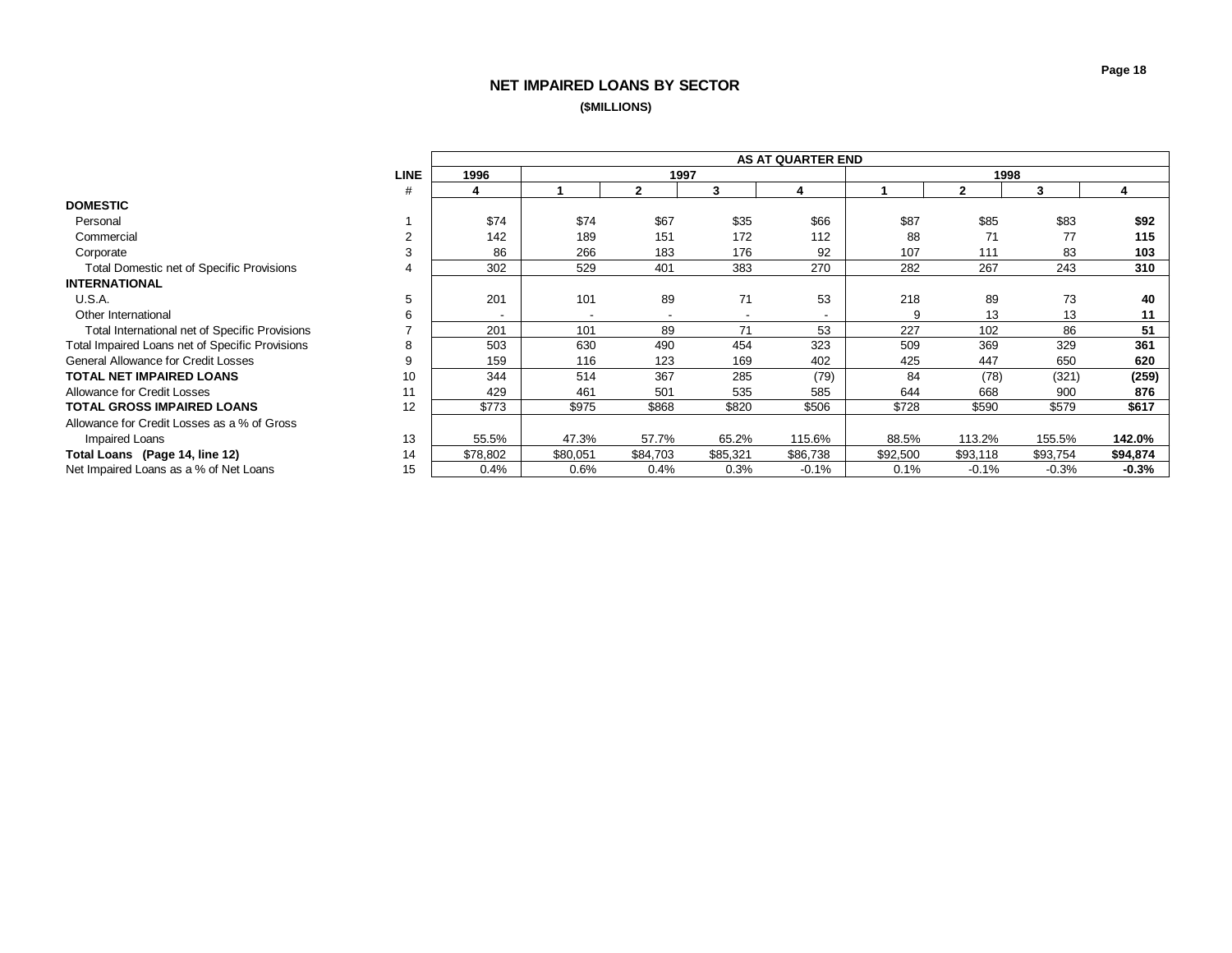## NET IMPAIRED LOANS BY SECTOR

**($MILLIONS)**

| | LINE | AS AT QUARTER END | | | | | | | | |
|---|---|---|---|---|---|---|---|---|---|---|
| | | 1996 | 1997 | | | | 1998 | | | |
| | # | 4 | 1 | 2 | 3 | 4 | 1 | 2 | 3 | 4 |
| **DOMESTIC** | | | | | | | | | | |
| Personal | 1 | $74 | $74 | $67 | $35 | $66 | $87 | $85 | $83 | **$92** |
| Commercial | 2 | 142 | 189 | 151 | 172 | 112 | 88 | 71 | 77 | **115** |
| Corporate | 3 | 86 | 266 | 183 | 176 | 92 | 107 | 111 | 83 | **103** |
| Total Domestic net of Specific Provisions | 4 | 302 | 529 | 401 | 383 | 270 | 282 | 267 | 243 | **310** |
| **INTERNATIONAL** | | | | | | | | | | |
| U.S.A. | 5 | 201 | 101 | 89 | 71 | 53 | 218 | 89 | 73 | **40** |
| Other International | 6 | - | - | - | - | - | 9 | 13 | 13 | **11** |
| Total International net of Specific Provisions | 7 | 201 | 101 | 89 | 71 | 53 | 227 | 102 | 86 | **51** |
| Total Impaired Loans net of Specific Provisions | 8 | 503 | 630 | 490 | 454 | 323 | 509 | 369 | 329 | **361** |
| General Allowance for Credit Losses | 9 | 159 | 116 | 123 | 169 | 402 | 425 | 447 | 650 | **620** |
| **TOTAL NET IMPAIRED LOANS** | 10 | 344 | 514 | 367 | 285 | (79) | 84 | (78) | (321) | **(259)** |
| Allowance for Credit Losses | 11 | 429 | 461 | 501 | 535 | 585 | 644 | 668 | 900 | **876** |
| **TOTAL GROSS IMPAIRED LOANS** | 12 | $773 | $975 | $868 | $820 | $506 | $728 | $590 | $579 | **$617** |
| Allowance for Credit Losses as a % of Gross Impaired Loans | 13 | 55.5% | 47.3% | 57.7% | 65.2% | 115.6% | 88.5% | 113.2% | 155.5% | **142.0%** |
| **Total Loans (Page 14, line 12)** | 14 | $78,802 | $80,051 | $84,703 | $85,321 | $86,738 | $92,500 | $93,118 | $93,754 | **$94,874** |
| Net Impaired Loans as a % of Net Loans | 15 | 0.4% | 0.6% | 0.4% | 0.3% | -0.1% | 0.1% | -0.1% | -0.3% | **-0.3%** |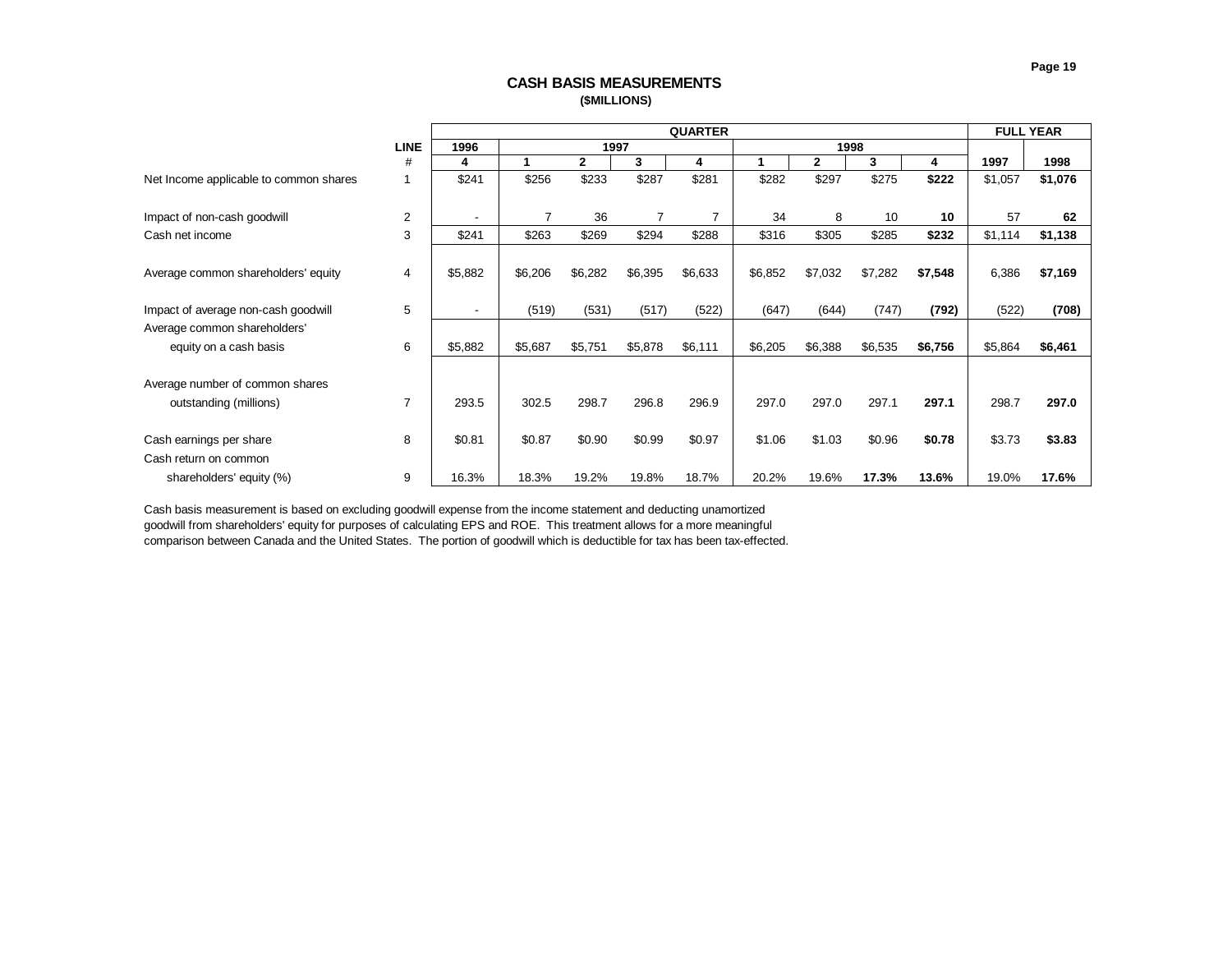## CASH BASIS MEASUREMENTS
### ($MILLIONS)

| | LINE # | QUARTER 1996 4 | 1997 1 | 1997 2 | 1997 3 | 1997 4 | 1998 1 | 1998 2 | 1998 3 | 1998 4 | FULL YEAR 1997 | FULL YEAR 1998 |
|---|---|---|---|---|---|---|---|---|---|---|---|---|
| Net Income applicable to common shares | 1 | $241 | $256 | $233 | $287 | $281 | $282 | $297 | $275 | **$222** | $1,057 | **$1,076** |
| Impact of non-cash goodwill | 2 | - | 7 | 36 | 7 | 7 | 34 | 8 | 10 | **10** | 57 | **62** |
| Cash net income | 3 | $241 | $263 | $269 | $294 | $288 | $316 | $305 | $285 | **$232** | $1,114 | **$1,138** |
| Average common shareholders' equity | 4 | $5,882 | $6,206 | $6,282 | $6,395 | $6,633 | $6,852 | $7,032 | $7,282 | **$7,548** | 6,386 | **$7,169** |
| Impact of average non-cash goodwill | 5 | - | (519) | (531) | (517) | (522) | (647) | (644) | (747) | **(792)** | (522) | **(708)** |
| Average common shareholders' equity on a cash basis | 6 | $5,882 | $5,687 | $5,751 | $5,878 | $6,111 | $6,205 | $6,388 | $6,535 | **$6,756** | $5,864 | **$6,461** |
| Average number of common shares outstanding (millions) | 7 | 293.5 | 302.5 | 298.7 | 296.8 | 296.9 | 297.0 | 297.0 | 297.1 | **297.1** | 298.7 | **297.0** |
| Cash earnings per share | 8 | $0.81 | $0.87 | $0.90 | $0.99 | $0.97 | $1.06 | $1.03 | $0.96 | **$0.78** | $3.73 | **$3.83** |
| Cash return on common shareholders' equity (%) | 9 | 16.3% | 18.3% | 19.2% | 19.8% | 18.7% | 20.2% | 19.6% | **17.3%** | **13.6%** | 19.0% | **17.6%** |

Cash basis measurement is based on excluding goodwill expense from the income statement and deducting unamortized goodwill from shareholders' equity for purposes of calculating EPS and ROE. This treatment allows for a more meaningful comparison between Canada and the United States. The portion of goodwill which is deductible for tax has been tax-effected.